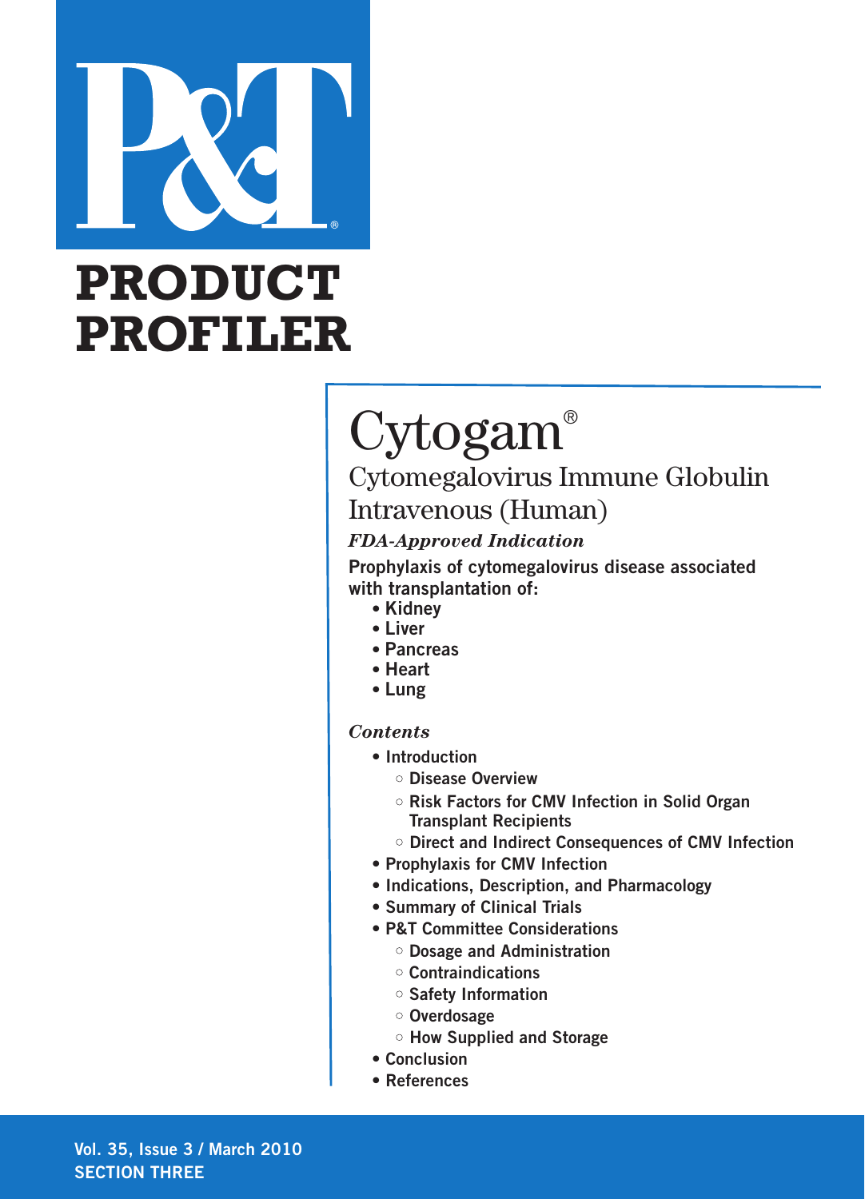# P&T®

# PRODUCT PROFILER

# Cytogam®

## Cytomegalovirus Immune Globulin Intravenous (Human)

***FDA-Approved Indication***

**Prophylaxis of cytomegalovirus disease associated with transplantation of:**

- **Kidney**
- **Liver**
- **Pancreas**
- **Heart**
- **Lung**

***Contents***

- Introduction
  - Disease Overview
  - Risk Factors for CMV Infection in Solid Organ Transplant Recipients
  - Direct and Indirect Consequences of CMV Infection
- Prophylaxis for CMV Infection
- Indications, Description, and Pharmacology
- Summary of Clinical Trials
- P&T Committee Considerations
  - Dosage and Administration
  - Contraindications
  - Safety Information
  - Overdosage
  - How Supplied and Storage
- Conclusion
- References

Vol. 35, Issue 3 / March 2010

SECTION THREE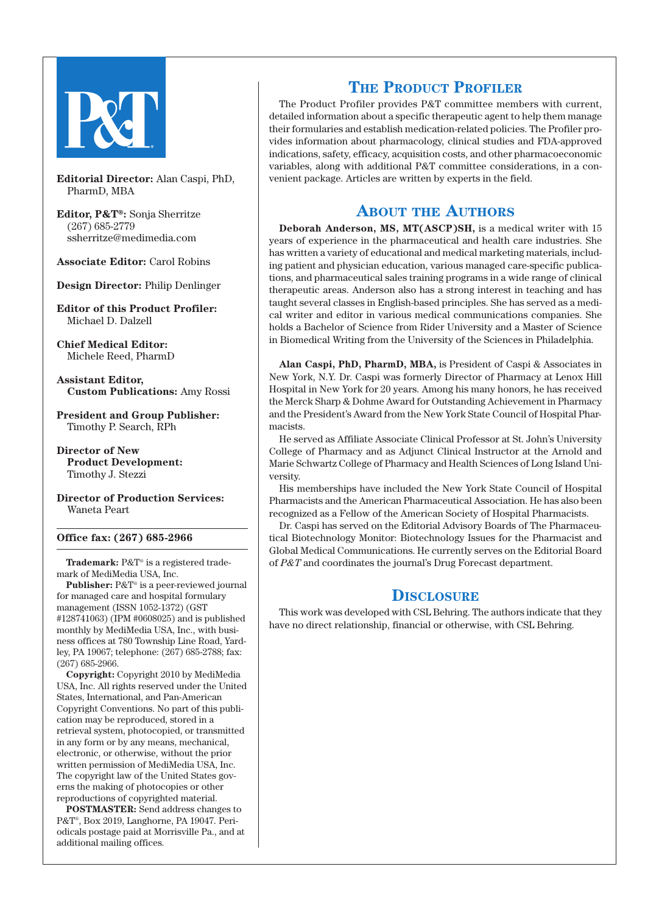**Editorial Director:** Alan Caspi, PhD, PharmD, MBA

**Editor, P&T®:** Sonja Sherritze
(267) 685-2779
ssherritze@medimedia.com

**Associate Editor:** Carol Robins

**Design Director:** Philip Denlinger

**Editor of this Product Profiler:** Michael D. Dalzell

**Chief Medical Editor:** Michele Reed, PharmD

**Assistant Editor, Custom Publications:** Amy Rossi

**President and Group Publisher:** Timothy P. Search, RPh

**Director of New Product Development:** Timothy J. Stezzi

**Director of Production Services:** Waneta Peart

**Office fax: (267) 685-2966**

**Trademark:** P&T® is a registered trademark of MediMedia USA, Inc.

**Publisher:** P&T® is a peer-reviewed journal for managed care and hospital formulary management (ISSN 1052-1372) (GST #128741063) (IPM #0608025) and is published monthly by MediMedia USA, Inc., with business offices at 780 Township Line Road, Yardley, PA 19067; telephone: (267) 685-2788; fax: (267) 685-2966.

**Copyright:** Copyright 2010 by MediMedia USA, Inc. All rights reserved under the United States, International, and Pan-American Copyright Conventions. No part of this publication may be reproduced, stored in a retrieval system, photocopied, or transmitted in any form or by any means, mechanical, electronic, or otherwise, without the prior written permission of MediMedia USA, Inc. The copyright law of the United States governs the making of photocopies or other reproductions of copyrighted material.

**POSTMASTER:** Send address changes to P&T®, Box 2019, Langhorne, PA 19047. Periodicals postage paid at Morrisville Pa., and at additional mailing offices.

## The Product Profiler

The Product Profiler provides P&T committee members with current, detailed information about a specific therapeutic agent to help them manage their formularies and establish medication-related policies. The Profiler provides information about pharmacology, clinical studies and FDA-approved indications, safety, efficacy, acquisition costs, and other pharmacoeconomic variables, along with additional P&T committee considerations, in a convenient package. Articles are written by experts in the field.

## About the Authors

**Deborah Anderson, MS, MT(ASCP)SH,** is a medical writer with 15 years of experience in the pharmaceutical and health care industries. She has written a variety of educational and medical marketing materials, including patient and physician education, various managed care-specific publications, and pharmaceutical sales training programs in a wide range of clinical therapeutic areas. Anderson also has a strong interest in teaching and has taught several classes in English-based principles. She has served as a medical writer and editor in various medical communications companies. She holds a Bachelor of Science from Rider University and a Master of Science in Biomedical Writing from the University of the Sciences in Philadelphia.

**Alan Caspi, PhD, PharmD, MBA,** is President of Caspi & Associates in New York, N.Y. Dr. Caspi was formerly Director of Pharmacy at Lenox Hill Hospital in New York for 20 years. Among his many honors, he has received the Merck Sharp & Dohme Award for Outstanding Achievement in Pharmacy and the President's Award from the New York State Council of Hospital Pharmacists.

He served as Affiliate Associate Clinical Professor at St. John's University College of Pharmacy and as Adjunct Clinical Instructor at the Arnold and Marie Schwartz College of Pharmacy and Health Sciences of Long Island University.

His memberships have included the New York State Council of Hospital Pharmacists and the American Pharmaceutical Association. He has also been recognized as a Fellow of the American Society of Hospital Pharmacists.

Dr. Caspi has served on the Editorial Advisory Boards of The Pharmaceutical Biotechnology Monitor: Biotechnology Issues for the Pharmacist and Global Medical Communications. He currently serves on the Editorial Board of *P&T* and coordinates the journal's Drug Forecast department.

## Disclosure

This work was developed with CSL Behring. The authors indicate that they have no direct relationship, financial or otherwise, with CSL Behring.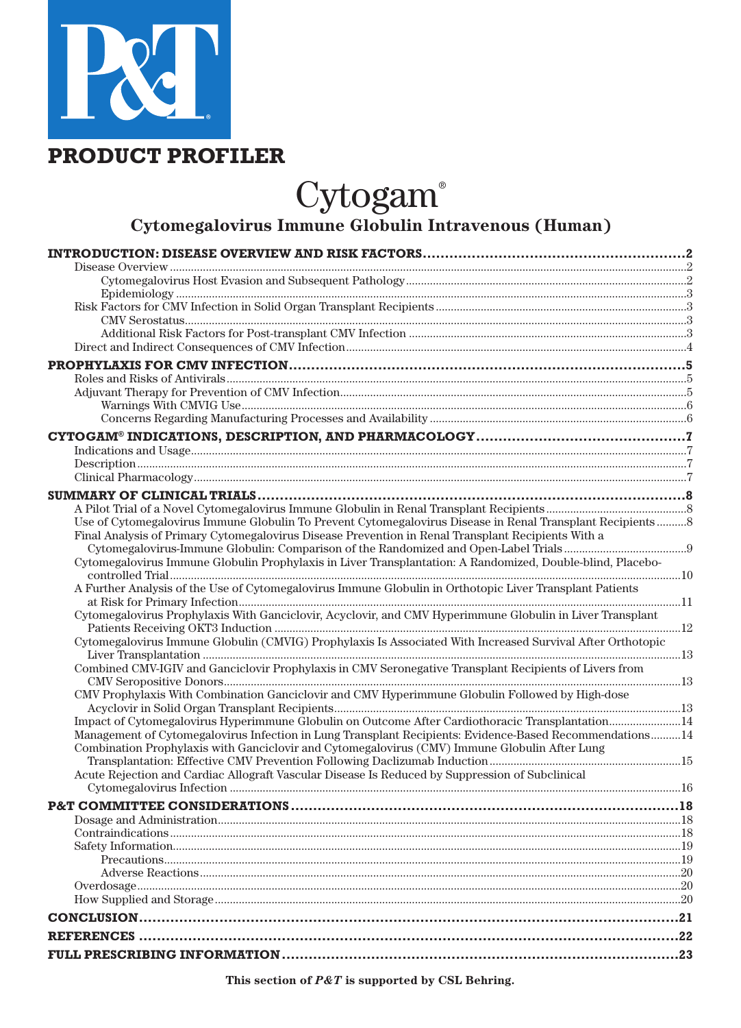# P&T®

## PRODUCT PROFILER

# Cytogam®

## Cytomegalovirus Immune Globulin Intravenous (Human)

**INTRODUCTION: DISEASE OVERVIEW AND RISK FACTORS** .......... 2
- Disease Overview .......... 2
  - Cytomegalovirus Host Evasion and Subsequent Pathology .......... 2
  - Epidemiology .......... 3
- Risk Factors for CMV Infection in Solid Organ Transplant Recipients .......... 3
  - CMV Serostatus .......... 3
  - Additional Risk Factors for Post-transplant CMV Infection .......... 3
- Direct and Indirect Consequences of CMV Infection .......... 4

**PROPHYLAXIS FOR CMV INFECTION** .......... 5
- Roles and Risks of Antivirals .......... 5
- Adjuvant Therapy for Prevention of CMV Infection .......... 5
  - Warnings With CMVIG Use .......... 6
  - Concerns Regarding Manufacturing Processes and Availability .......... 6

**CYTOGAM® INDICATIONS, DESCRIPTION, AND PHARMACOLOGY** .......... 7
- Indications and Usage .......... 7
- Description .......... 7
- Clinical Pharmacology .......... 7

**SUMMARY OF CLINICAL TRIALS** .......... 8
- A Pilot Trial of a Novel Cytomegalovirus Immune Globulin in Renal Transplant Recipients .......... 8
- Use of Cytomegalovirus Immune Globulin To Prevent Cytomegalovirus Disease in Renal Transplant Recipients .......... 8
- Final Analysis of Primary Cytomegalovirus Disease Prevention in Renal Transplant Recipients With a Cytomegalovirus-Immune Globulin: Comparison of the Randomized and Open-Label Trials .......... 9
- Cytomegalovirus Immune Globulin Prophylaxis in Liver Transplantation: A Randomized, Double-blind, Placebo-controlled Trial .......... 10
- A Further Analysis of the Use of Cytomegalovirus Immune Globulin in Orthotopic Liver Transplant Patients at Risk for Primary Infection .......... 11
- Cytomegalovirus Prophylaxis With Ganciclovir, Acyclovir, and CMV Hyperimmune Globulin in Liver Transplant Patients Receiving OKT3 Induction .......... 12
- Cytomegalovirus Immune Globulin (CMVIG) Prophylaxis Is Associated With Increased Survival After Orthotopic Liver Transplantation .......... 13
- Combined CMV-IGIV and Ganciclovir Prophylaxis in CMV Seronegative Transplant Recipients of Livers from CMV Seropositive Donors .......... 13
- CMV Prophylaxis With Combination Ganciclovir and CMV Hyperimmune Globulin Followed by High-dose Acyclovir in Solid Organ Transplant Recipients .......... 13
- Impact of Cytomegalovirus Hyperimmune Globulin on Outcome After Cardiothoracic Transplantation .......... 14
- Management of Cytomegalovirus Infection in Lung Transplant Recipients: Evidence-Based Recommendations .......... 14
- Combination Prophylaxis with Ganciclovir and Cytomegalovirus (CMV) Immune Globulin After Lung Transplantation: Effective CMV Prevention Following Daclizumab Induction .......... 15
- Acute Rejection and Cardiac Allograft Vascular Disease Is Reduced by Suppression of Subclinical Cytomegalovirus Infection .......... 16

**P&T COMMITTEE CONSIDERATIONS** .......... 18
- Dosage and Administration .......... 18
- Contraindications .......... 18
- Safety Information .......... 19
  - Precautions .......... 19
  - Adverse Reactions .......... 20
- Overdosage .......... 20
- How Supplied and Storage .......... 20

**CONCLUSION** .......... 21

**REFERENCES** .......... 22

**FULL PRESCRIBING INFORMATION** .......... 23

**This section of *P&T* is supported by CSL Behring.**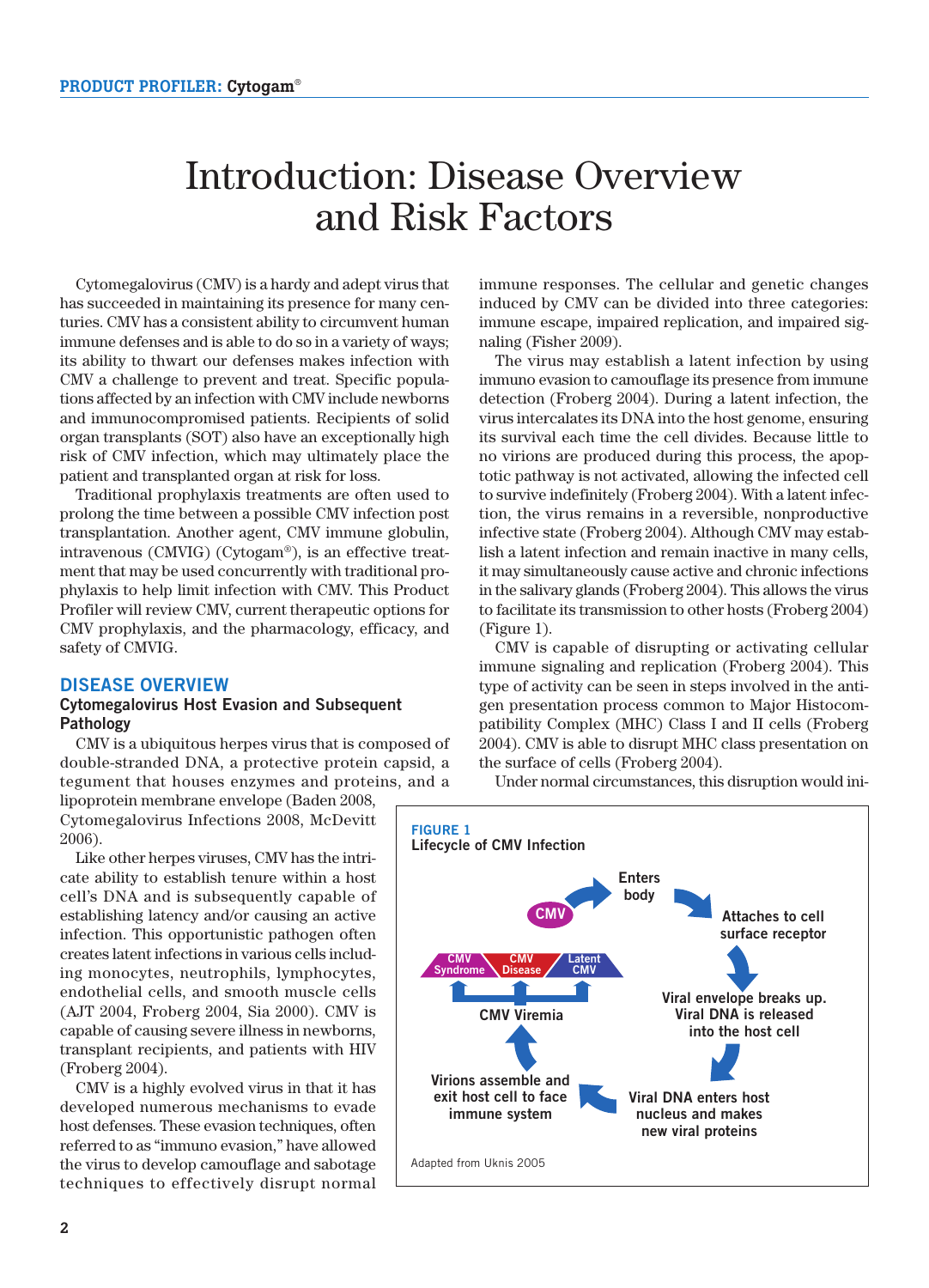# Introduction: Disease Overview and Risk Factors

Cytomegalovirus (CMV) is a hardy and adept virus that has succeeded in maintaining its presence for many centuries. CMV has a consistent ability to circumvent human immune defenses and is able to do so in a variety of ways; its ability to thwart our defenses makes infection with CMV a challenge to prevent and treat. Specific populations affected by an infection with CMV include newborns and immunocompromised patients. Recipients of solid organ transplants (SOT) also have an exceptionally high risk of CMV infection, which may ultimately place the patient and transplanted organ at risk for loss.

Traditional prophylaxis treatments are often used to prolong the time between a possible CMV infection post transplantation. Another agent, CMV immune globulin, intravenous (CMVIG) (Cytogam®), is an effective treatment that may be used concurrently with traditional prophylaxis to help limit infection with CMV. This Product Profiler will review CMV, current therapeutic options for CMV prophylaxis, and the pharmacology, efficacy, and safety of CMVIG.

## DISEASE OVERVIEW

### Cytomegalovirus Host Evasion and Subsequent Pathology

CMV is a ubiquitous herpes virus that is composed of double-stranded DNA, a protective protein capsid, a tegument that houses enzymes and proteins, and a lipoprotein membrane envelope (Baden 2008, Cytomegalovirus Infections 2008, McDevitt 2006).

Like other herpes viruses, CMV has the intricate ability to establish tenure within a host cell's DNA and is subsequently capable of establishing latency and/or causing an active infection. This opportunistic pathogen often creates latent infections in various cells including monocytes, neutrophils, lymphocytes, endothelial cells, and smooth muscle cells (AJT 2004, Froberg 2004, Sia 2000). CMV is capable of causing severe illness in newborns, transplant recipients, and patients with HIV (Froberg 2004).

CMV is a highly evolved virus in that it has developed numerous mechanisms to evade host defenses. These evasion techniques, often referred to as "immuno evasion," have allowed the virus to develop camouflage and sabotage techniques to effectively disrupt normal immune responses. The cellular and genetic changes induced by CMV can be divided into three categories: immune escape, impaired replication, and impaired signaling (Fisher 2009).

The virus may establish a latent infection by using immuno evasion to camouflage its presence from immune detection (Froberg 2004). During a latent infection, the virus intercalates its DNA into the host genome, ensuring its survival each time the cell divides. Because little to no virions are produced during this process, the apoptotic pathway is not activated, allowing the infected cell to survive indefinitely (Froberg 2004). With a latent infection, the virus remains in a reversible, nonproductive infective state (Froberg 2004). Although CMV may establish a latent infection and remain inactive in many cells, it may simultaneously cause active and chronic infections in the salivary glands (Froberg 2004). This allows the virus to facilitate its transmission to other hosts (Froberg 2004) (Figure 1).

CMV is capable of disrupting or activating cellular immune signaling and replication (Froberg 2004). This type of activity can be seen in steps involved in the antigen presentation process common to Major Histocompatibility Complex (MHC) Class I and II cells (Froberg 2004). CMV is able to disrupt MHC class presentation on the surface of cells (Froberg 2004).

Under normal circumstances, this disruption would ini-

**FIGURE 1**
**Lifecycle of CMV Infection**

CMV → Enters body → Attaches to cell surface receptor → Viral envelope breaks up. Viral DNA is released into the host cell → Viral DNA enters host nucleus and makes new viral proteins → Virions assemble and exit host cell to face immune system → CMV Viremia → CMV Syndrome / CMV Disease / Latent CMV

Adapted from Uknis 2005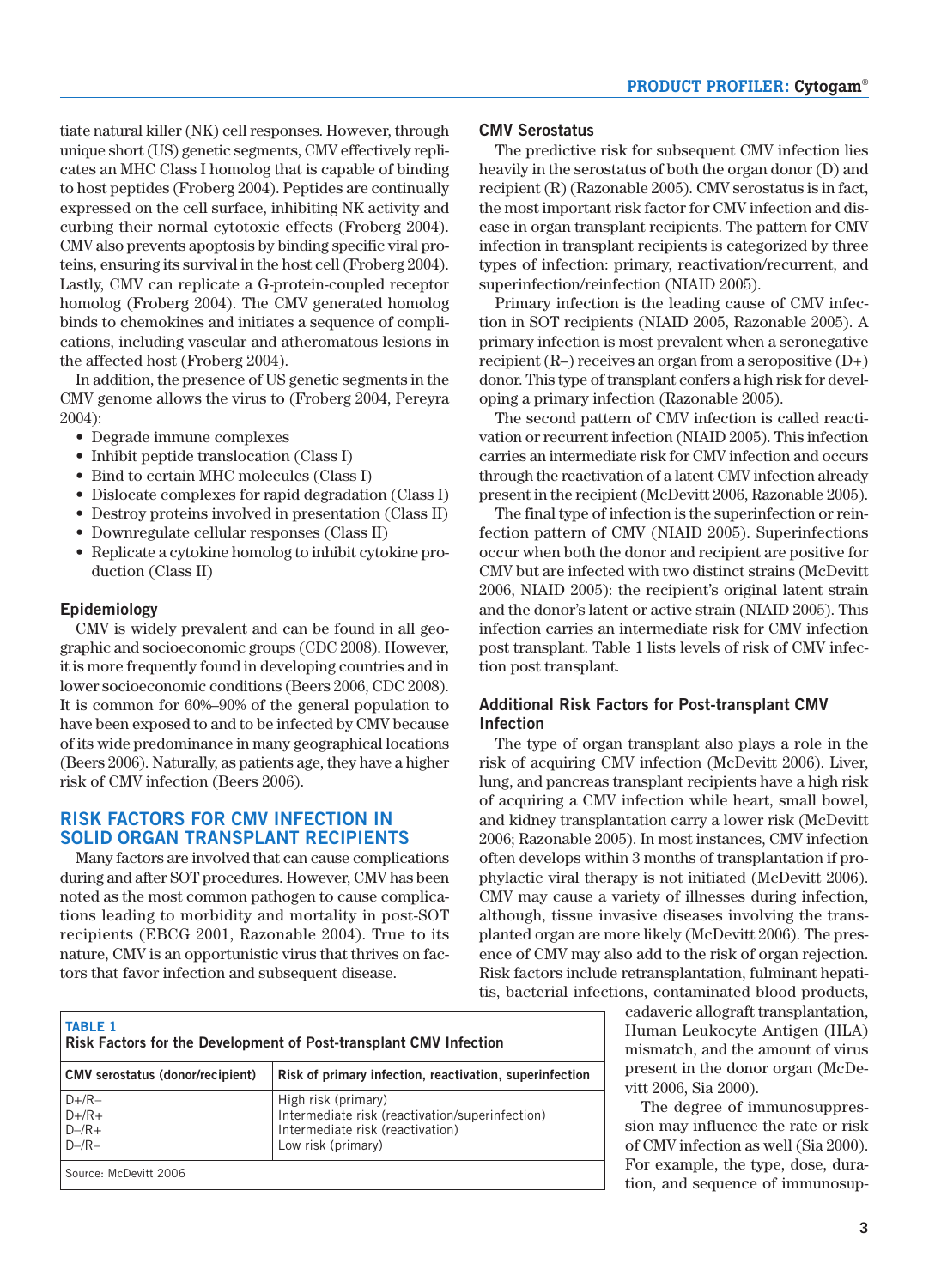tiate natural killer (NK) cell responses. However, through unique short (US) genetic segments, CMV effectively replicates an MHC Class I homolog that is capable of binding to host peptides (Froberg 2004). Peptides are continually expressed on the cell surface, inhibiting NK activity and curbing their normal cytotoxic effects (Froberg 2004). CMV also prevents apoptosis by binding specific viral proteins, ensuring its survival in the host cell (Froberg 2004). Lastly, CMV can replicate a G-protein-coupled receptor homolog (Froberg 2004). The CMV generated homolog binds to chemokines and initiates a sequence of complications, including vascular and atheromatous lesions in the affected host (Froberg 2004).

In addition, the presence of US genetic segments in the CMV genome allows the virus to (Froberg 2004, Pereyra 2004):

- Degrade immune complexes
- Inhibit peptide translocation (Class I)
- Bind to certain MHC molecules (Class I)
- Dislocate complexes for rapid degradation (Class I)
- Destroy proteins involved in presentation (Class II)
- Downregulate cellular responses (Class II)
- Replicate a cytokine homolog to inhibit cytokine production (Class II)

### Epidemiology

CMV is widely prevalent and can be found in all geographic and socioeconomic groups (CDC 2008). However, it is more frequently found in developing countries and in lower socioeconomic conditions (Beers 2006, CDC 2008). It is common for 60%–90% of the general population to have been exposed to and to be infected by CMV because of its wide predominance in many geographical locations (Beers 2006). Naturally, as patients age, they have a higher risk of CMV infection (Beers 2006).

## RISK FACTORS FOR CMV INFECTION IN SOLID ORGAN TRANSPLANT RECIPIENTS

Many factors are involved that can cause complications during and after SOT procedures. However, CMV has been noted as the most common pathogen to cause complications leading to morbidity and mortality in post-SOT recipients (EBCG 2001, Razonable 2004). True to its nature, CMV is an opportunistic virus that thrives on factors that favor infection and subsequent disease.

### CMV Serostatus

The predictive risk for subsequent CMV infection lies heavily in the serostatus of both the organ donor (D) and recipient (R) (Razonable 2005). CMV serostatus is in fact, the most important risk factor for CMV infection and disease in organ transplant recipients. The pattern for CMV infection in transplant recipients is categorized by three types of infection: primary, reactivation/recurrent, and superinfection/reinfection (NIAID 2005).

Primary infection is the leading cause of CMV infection in SOT recipients (NIAID 2005, Razonable 2005). A primary infection is most prevalent when a seronegative recipient (R–) receives an organ from a seropositive (D+) donor. This type of transplant confers a high risk for developing a primary infection (Razonable 2005).

The second pattern of CMV infection is called reactivation or recurrent infection (NIAID 2005). This infection carries an intermediate risk for CMV infection and occurs through the reactivation of a latent CMV infection already present in the recipient (McDevitt 2006, Razonable 2005).

The final type of infection is the superinfection or reinfection pattern of CMV (NIAID 2005). Superinfections occur when both the donor and recipient are positive for CMV but are infected with two distinct strains (McDevitt 2006, NIAID 2005): the recipient's original latent strain and the donor's latent or active strain (NIAID 2005). This infection carries an intermediate risk for CMV infection post transplant. Table 1 lists levels of risk of CMV infection post transplant.

**TABLE 1**
**Risk Factors for the Development of Post-transplant CMV Infection**

| CMV serostatus (donor/recipient) | Risk of primary infection, reactivation, superinfection |
|---|---|
| D+/R– | High risk (primary) |
| D+/R+ | Intermediate risk (reactivation/superinfection) |
| D–/R+ | Intermediate risk (reactivation) |
| D–/R– | Low risk (primary) |

Source: McDevitt 2006

### Additional Risk Factors for Post-transplant CMV Infection

The type of organ transplant also plays a role in the risk of acquiring CMV infection (McDevitt 2006). Liver, lung, and pancreas transplant recipients have a high risk of acquiring a CMV infection while heart, small bowel, and kidney transplantation carry a lower risk (McDevitt 2006; Razonable 2005). In most instances, CMV infection often develops within 3 months of transplantation if prophylactic viral therapy is not initiated (McDevitt 2006). CMV may cause a variety of illnesses during infection, although, tissue invasive diseases involving the transplanted organ are more likely (McDevitt 2006). The presence of CMV may also add to the risk of organ rejection. Risk factors include retransplantation, fulminant hepatitis, bacterial infections, contaminated blood products, cadaveric allograft transplantation, Human Leukocyte Antigen (HLA) mismatch, and the amount of virus present in the donor organ (McDevitt 2006, Sia 2000).

The degree of immunosuppression may influence the rate or risk of CMV infection as well (Sia 2000). For example, the type, dose, duration, and sequence of immunosup-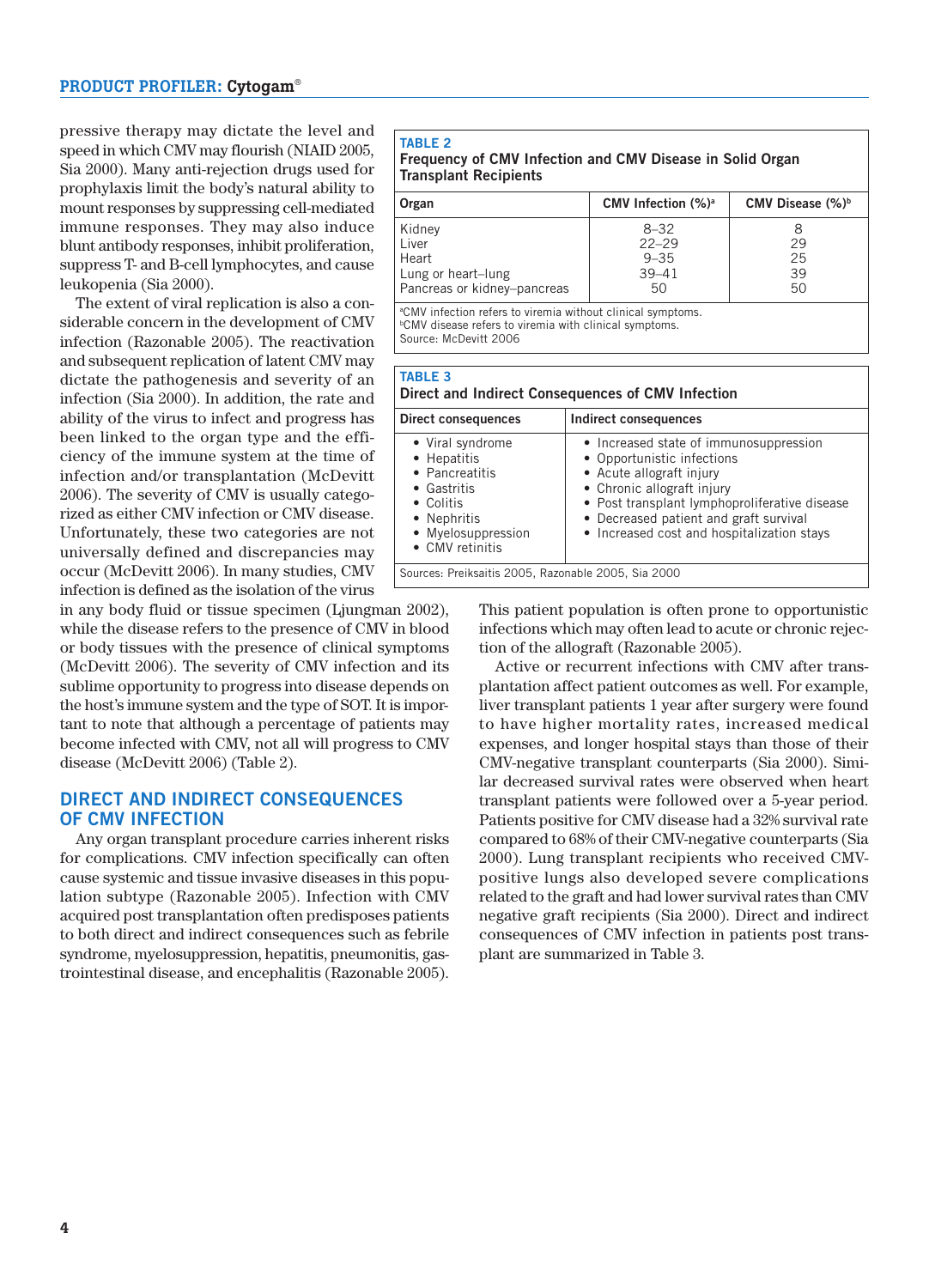pressive therapy may dictate the level and speed in which CMV may flourish (NIAID 2005, Sia 2000). Many anti-rejection drugs used for prophylaxis limit the body's natural ability to mount responses by suppressing cell-mediated immune responses. They may also induce blunt antibody responses, inhibit proliferation, suppress T- and B-cell lymphocytes, and cause leukopenia (Sia 2000).

The extent of viral replication is also a considerable concern in the development of CMV infection (Razonable 2005). The reactivation and subsequent replication of latent CMV may dictate the pathogenesis and severity of an infection (Sia 2000). In addition, the rate and ability of the virus to infect and progress has been linked to the organ type and the efficiency of the immune system at the time of infection and/or transplantation (McDevitt 2006). The severity of CMV is usually categorized as either CMV infection or CMV disease. Unfortunately, these two categories are not universally defined and discrepancies may occur (McDevitt 2006). In many studies, CMV infection is defined as the isolation of the virus in any body fluid or tissue specimen (Ljungman 2002), while the disease refers to the presence of CMV in blood or body tissues with the presence of clinical symptoms (McDevitt 2006). The severity of CMV infection and its sublime opportunity to progress into disease depends on the host's immune system and the type of SOT. It is important to note that although a percentage of patients may become infected with CMV, not all will progress to CMV disease (McDevitt 2006) (Table 2).

**TABLE 2**
**Frequency of CMV Infection and CMV Disease in Solid Organ Transplant Recipients**

| Organ | CMV Infection (%)[a] | CMV Disease (%)[b] |
|---|---|---|
| Kidney | 8–32 | 8 |
| Liver | 22–29 | 29 |
| Heart | 9–35 | 25 |
| Lung or heart–lung | 39–41 | 39 |
| Pancreas or kidney–pancreas | 50 | 50 |

[a]CMV infection refers to viremia without clinical symptoms.
[b]CMV disease refers to viremia with clinical symptoms.
Source: McDevitt 2006

## DIRECT AND INDIRECT CONSEQUENCES OF CMV INFECTION

Any organ transplant procedure carries inherent risks for complications. CMV infection specifically can often cause systemic and tissue invasive diseases in this population subtype (Razonable 2005). Infection with CMV acquired post transplantation often predisposes patients to both direct and indirect consequences such as febrile syndrome, myelosuppression, hepatitis, pneumonitis, gastrointestinal disease, and encephalitis (Razonable 2005). This patient population is often prone to opportunistic infections which may often lead to acute or chronic rejection of the allograft (Razonable 2005).

Active or recurrent infections with CMV after transplantation affect patient outcomes as well. For example, liver transplant patients 1 year after surgery were found to have higher mortality rates, increased medical expenses, and longer hospital stays than those of their CMV-negative transplant counterparts (Sia 2000). Similar decreased survival rates were observed when heart transplant patients were followed over a 5-year period. Patients positive for CMV disease had a 32% survival rate compared to 68% of their CMV-negative counterparts (Sia 2000). Lung transplant recipients who received CMV-positive lungs also developed severe complications related to the graft and had lower survival rates than CMV negative graft recipients (Sia 2000). Direct and indirect consequences of CMV infection in patients post transplant are summarized in Table 3.

**TABLE 3**
**Direct and Indirect Consequences of CMV Infection**

| Direct consequences | Indirect consequences |
|---|---|
| • Viral syndrome | • Increased state of immunosuppression |
| • Hepatitis | • Opportunistic infections |
| • Pancreatitis | • Acute allograft injury |
| • Gastritis | • Chronic allograft injury |
| • Colitis | • Post transplant lymphoproliferative disease |
| • Nephritis | • Decreased patient and graft survival |
| • Myelosuppression | • Increased cost and hospitalization stays |
| • CMV retinitis | |

Sources: Preiksaitis 2005, Razonable 2005, Sia 2000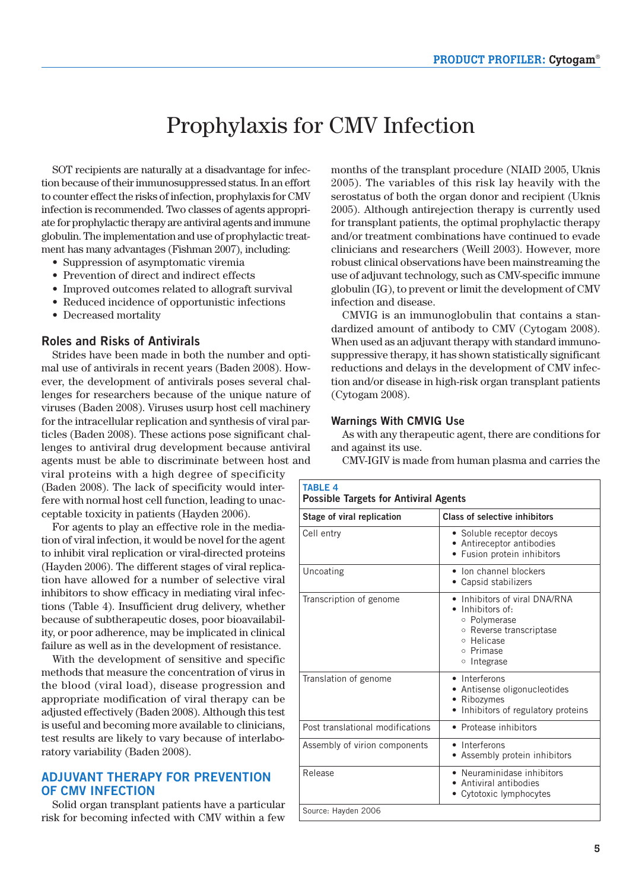# Prophylaxis for CMV Infection

SOT recipients are naturally at a disadvantage for infection because of their immunosuppressed status. In an effort to counter effect the risks of infection, prophylaxis for CMV infection is recommended. Two classes of agents appropriate for prophylactic therapy are antiviral agents and immune globulin. The implementation and use of prophylactic treatment has many advantages (Fishman 2007), including:

- Suppression of asymptomatic viremia
- Prevention of direct and indirect effects
- Improved outcomes related to allograft survival
- Reduced incidence of opportunistic infections
- Decreased mortality

### Roles and Risks of Antivirals

Strides have been made in both the number and optimal use of antivirals in recent years (Baden 2008). However, the development of antivirals poses several challenges for researchers because of the unique nature of viruses (Baden 2008). Viruses usurp host cell machinery for the intracellular replication and synthesis of viral particles (Baden 2008). These actions pose significant challenges to antiviral drug development because antiviral agents must be able to discriminate between host and viral proteins with a high degree of specificity (Baden 2008). The lack of specificity would interfere with normal host cell function, leading to unacceptable toxicity in patients (Hayden 2006).

For agents to play an effective role in the mediation of viral infection, it would be novel for the agent to inhibit viral replication or viral-directed proteins (Hayden 2006). The different stages of viral replication have allowed for a number of selective viral inhibitors to show efficacy in mediating viral infections (Table 4). Insufficient drug delivery, whether because of subtherapeutic doses, poor bioavailability, or poor adherence, may be implicated in clinical failure as well as in the development of resistance.

With the development of sensitive and specific methods that measure the concentration of virus in the blood (viral load), disease progression and appropriate modification of viral therapy can be adjusted effectively (Baden 2008). Although this test is useful and becoming more available to clinicians, test results are likely to vary because of interlaboratory variability (Baden 2008).

## ADJUVANT THERAPY FOR PREVENTION OF CMV INFECTION

Solid organ transplant patients have a particular risk for becoming infected with CMV within a few months of the transplant procedure (NIAID 2005, Uknis 2005). The variables of this risk lay heavily with the serostatus of both the organ donor and recipient (Uknis 2005). Although antirejection therapy is currently used for transplant patients, the optimal prophylactic therapy and/or treatment combinations have continued to evade clinicians and researchers (Weill 2003). However, more robust clinical observations have been mainstreaming the use of adjuvant technology, such as CMV-specific immune globulin (IG), to prevent or limit the development of CMV infection and disease.

CMVIG is an immunoglobulin that contains a standardized amount of antibody to CMV (Cytogam 2008). When used as an adjuvant therapy with standard immunosuppressive therapy, it has shown statistically significant reductions and delays in the development of CMV infection and/or disease in high-risk organ transplant patients (Cytogam 2008).

### Warnings With CMVIG Use

As with any therapeutic agent, there are conditions for and against its use.

CMV-IGIV is made from human plasma and carries the

**TABLE 4**
**Possible Targets for Antiviral Agents**

| Stage of viral replication | Class of selective inhibitors |
|---|---|
| Cell entry | • Soluble receptor decoys<br>• Antireceptor antibodies<br>• Fusion protein inhibitors |
| Uncoating | • Ion channel blockers<br>• Capsid stabilizers |
| Transcription of genome | • Inhibitors of viral DNA/RNA<br>• Inhibitors of:<br>&nbsp;&nbsp;○ Polymerase<br>&nbsp;&nbsp;○ Reverse transcriptase<br>&nbsp;&nbsp;○ Helicase<br>&nbsp;&nbsp;○ Primase<br>&nbsp;&nbsp;○ Integrase |
| Translation of genome | • Interferons<br>• Antisense oligonucleotides<br>• Ribozymes<br>• Inhibitors of regulatory proteins |
| Post translational modifications | • Protease inhibitors |
| Assembly of virion components | • Interferons<br>• Assembly protein inhibitors |
| Release | • Neuraminidase inhibitors<br>• Antiviral antibodies<br>• Cytotoxic lymphocytes |

Source: Hayden 2006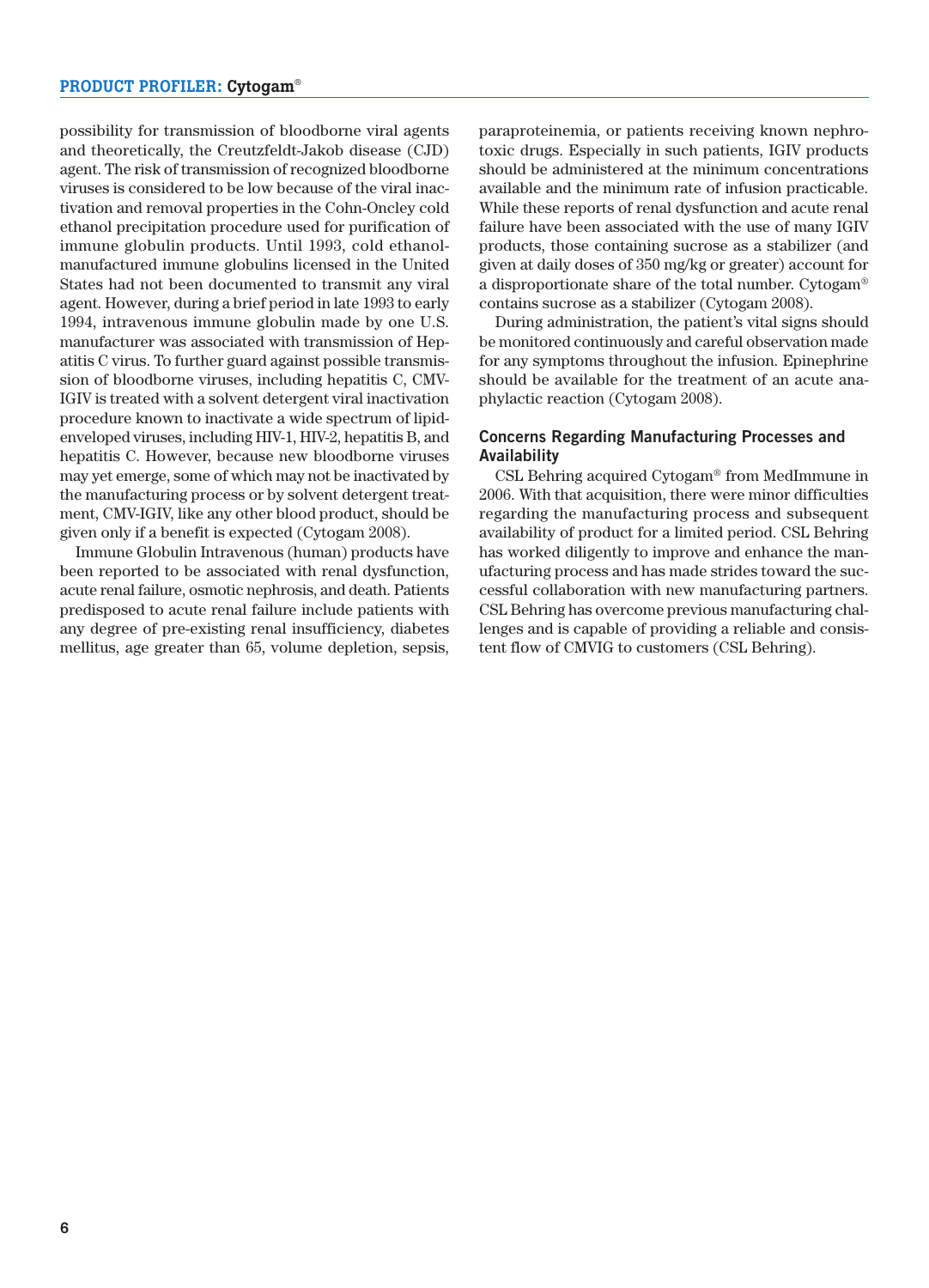possibility for transmission of bloodborne viral agents and theoretically, the Creutzfeldt-Jakob disease (CJD) agent. The risk of transmission of recognized bloodborne viruses is considered to be low because of the viral inactivation and removal properties in the Cohn-Oncley cold ethanol precipitation procedure used for purification of immune globulin products. Until 1993, cold ethanol-manufactured immune globulins licensed in the United States had not been documented to transmit any viral agent. However, during a brief period in late 1993 to early 1994, intravenous immune globulin made by one U.S. manufacturer was associated with transmission of Hepatitis C virus. To further guard against possible transmission of bloodborne viruses, including hepatitis C, CMV-IGIV is treated with a solvent detergent viral inactivation procedure known to inactivate a wide spectrum of lipid-enveloped viruses, including HIV-1, HIV-2, hepatitis B, and hepatitis C. However, because new bloodborne viruses may yet emerge, some of which may not be inactivated by the manufacturing process or by solvent detergent treatment, CMV-IGIV, like any other blood product, should be given only if a benefit is expected (Cytogam 2008).

Immune Globulin Intravenous (human) products have been reported to be associated with renal dysfunction, acute renal failure, osmotic nephrosis, and death. Patients predisposed to acute renal failure include patients with any degree of pre-existing renal insufficiency, diabetes mellitus, age greater than 65, volume depletion, sepsis, paraproteinemia, or patients receiving known nephrotoxic drugs. Especially in such patients, IGIV products should be administered at the minimum concentrations available and the minimum rate of infusion practicable. While these reports of renal dysfunction and acute renal failure have been associated with the use of many IGIV products, those containing sucrose as a stabilizer (and given at daily doses of 350 mg/kg or greater) account for a disproportionate share of the total number. Cytogam® contains sucrose as a stabilizer (Cytogam 2008).

During administration, the patient's vital signs should be monitored continuously and careful observation made for any symptoms throughout the infusion. Epinephrine should be available for the treatment of an acute anaphylactic reaction (Cytogam 2008).

### Concerns Regarding Manufacturing Processes and Availability

CSL Behring acquired Cytogam® from MedImmune in 2006. With that acquisition, there were minor difficulties regarding the manufacturing process and subsequent availability of product for a limited period. CSL Behring has worked diligently to improve and enhance the manufacturing process and has made strides toward the successful collaboration with new manufacturing partners. CSL Behring has overcome previous manufacturing challenges and is capable of providing a reliable and consistent flow of CMVIG to customers (CSL Behring).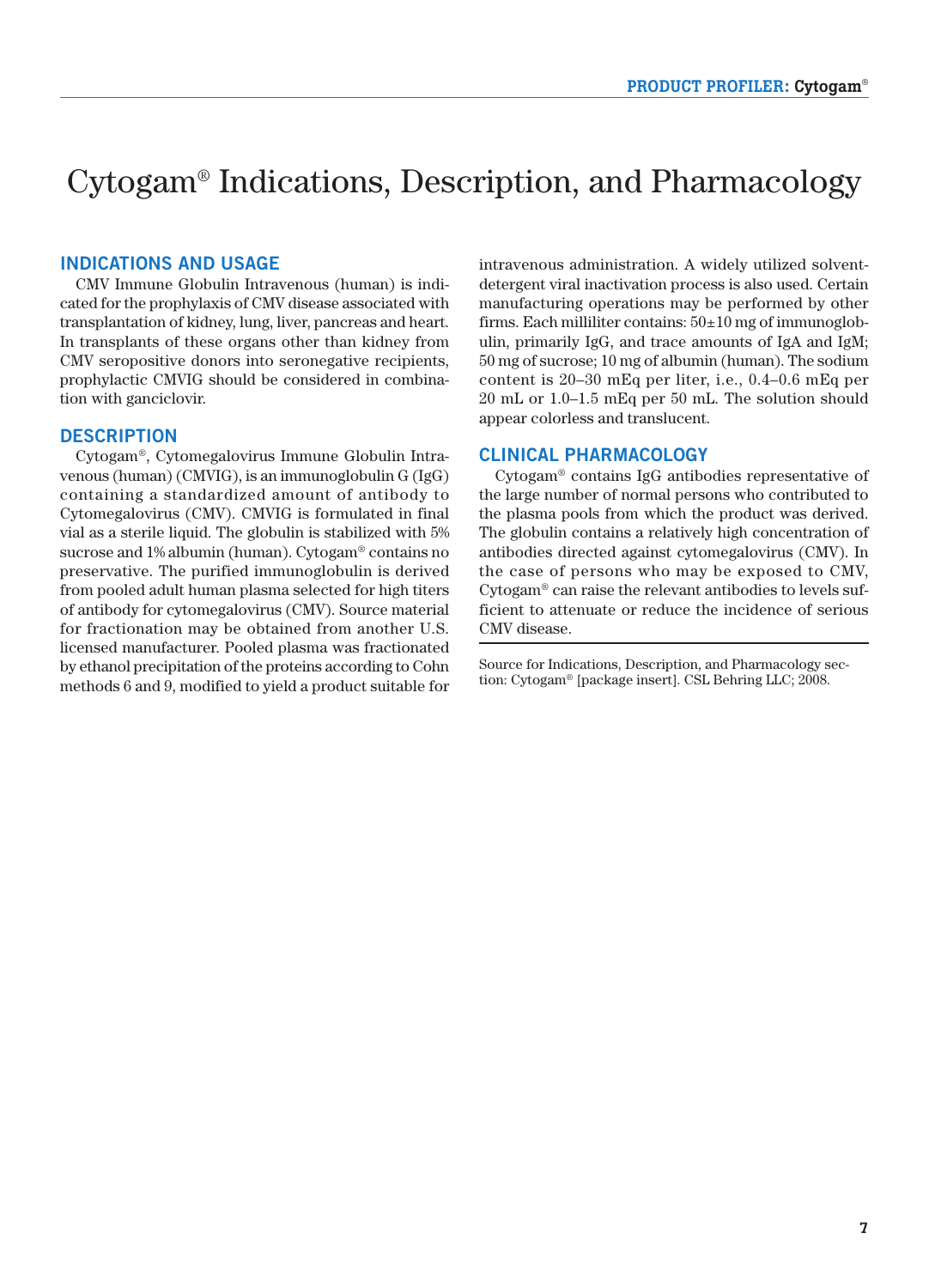# Cytogam® Indications, Description, and Pharmacology

## INDICATIONS AND USAGE

CMV Immune Globulin Intravenous (human) is indicated for the prophylaxis of CMV disease associated with transplantation of kidney, lung, liver, pancreas and heart. In transplants of these organs other than kidney from CMV seropositive donors into seronegative recipients, prophylactic CMVIG should be considered in combination with ganciclovir.

## DESCRIPTION

Cytogam®, Cytomegalovirus Immune Globulin Intravenous (human) (CMVIG), is an immunoglobulin G (IgG) containing a standardized amount of antibody to Cytomegalovirus (CMV). CMVIG is formulated in final vial as a sterile liquid. The globulin is stabilized with 5% sucrose and 1% albumin (human). Cytogam® contains no preservative. The purified immunoglobulin is derived from pooled adult human plasma selected for high titers of antibody for cytomegalovirus (CMV). Source material for fractionation may be obtained from another U.S. licensed manufacturer. Pooled plasma was fractionated by ethanol precipitation of the proteins according to Cohn methods 6 and 9, modified to yield a product suitable for intravenous administration. A widely utilized solvent-detergent viral inactivation process is also used. Certain manufacturing operations may be performed by other firms. Each milliliter contains: 50±10 mg of immunoglobulin, primarily IgG, and trace amounts of IgA and IgM; 50 mg of sucrose; 10 mg of albumin (human). The sodium content is 20–30 mEq per liter, i.e., 0.4–0.6 mEq per 20 mL or 1.0–1.5 mEq per 50 mL. The solution should appear colorless and translucent.

## CLINICAL PHARMACOLOGY

Cytogam® contains IgG antibodies representative of the large number of normal persons who contributed to the plasma pools from which the product was derived. The globulin contains a relatively high concentration of antibodies directed against cytomegalovirus (CMV). In the case of persons who may be exposed to CMV, Cytogam® can raise the relevant antibodies to levels sufficient to attenuate or reduce the incidence of serious CMV disease.

Source for Indications, Description, and Pharmacology section: Cytogam® [package insert]. CSL Behring LLC; 2008.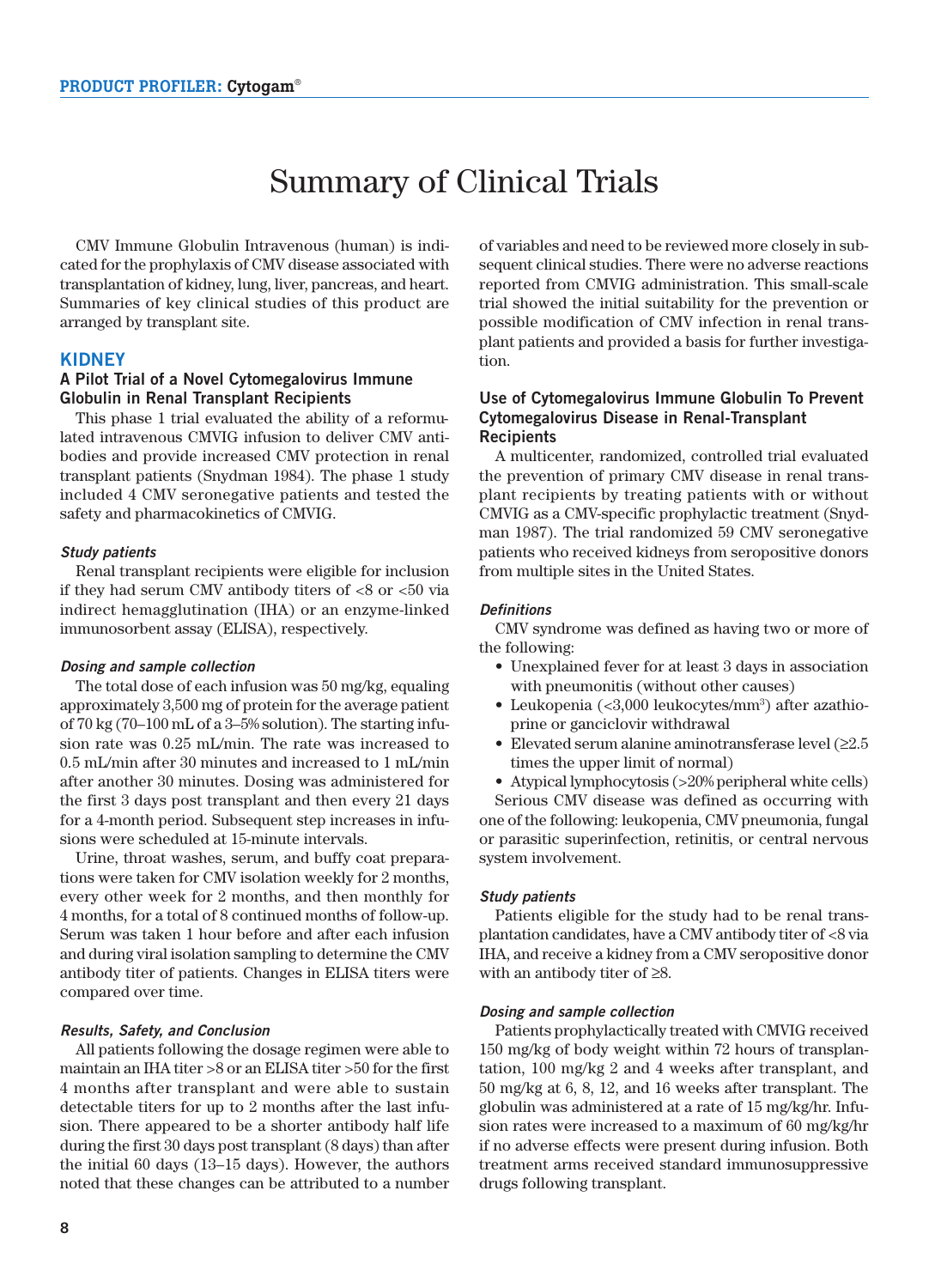# Summary of Clinical Trials

CMV Immune Globulin Intravenous (human) is indicated for the prophylaxis of CMV disease associated with transplantation of kidney, lung, liver, pancreas, and heart. Summaries of key clinical studies of this product are arranged by transplant site.

## KIDNEY

### A Pilot Trial of a Novel Cytomegalovirus Immune Globulin in Renal Transplant Recipients

This phase 1 trial evaluated the ability of a reformulated intravenous CMVIG infusion to deliver CMV antibodies and provide increased CMV protection in renal transplant patients (Snydman 1984). The phase 1 study included 4 CMV seronegative patients and tested the safety and pharmacokinetics of CMVIG.

#### *Study patients*

Renal transplant recipients were eligible for inclusion if they had serum CMV antibody titers of <8 or <50 via indirect hemagglutination (IHA) or an enzyme-linked immunosorbent assay (ELISA), respectively.

#### *Dosing and sample collection*

The total dose of each infusion was 50 mg/kg, equaling approximately 3,500 mg of protein for the average patient of 70 kg (70–100 mL of a 3–5% solution). The starting infusion rate was 0.25 mL/min. The rate was increased to 0.5 mL/min after 30 minutes and increased to 1 mL/min after another 30 minutes. Dosing was administered for the first 3 days post transplant and then every 21 days for a 4-month period. Subsequent step increases in infusions were scheduled at 15-minute intervals.

Urine, throat washes, serum, and buffy coat preparations were taken for CMV isolation weekly for 2 months, every other week for 2 months, and then monthly for 4 months, for a total of 8 continued months of follow-up. Serum was taken 1 hour before and after each infusion and during viral isolation sampling to determine the CMV antibody titer of patients. Changes in ELISA titers were compared over time.

#### *Results, Safety, and Conclusion*

All patients following the dosage regimen were able to maintain an IHA titer >8 or an ELISA titer >50 for the first 4 months after transplant and were able to sustain detectable titers for up to 2 months after the last infusion. There appeared to be a shorter antibody half life during the first 30 days post transplant (8 days) than after the initial 60 days (13–15 days). However, the authors noted that these changes can be attributed to a number of variables and need to be reviewed more closely in subsequent clinical studies. There were no adverse reactions reported from CMVIG administration. This small-scale trial showed the initial suitability for the prevention or possible modification of CMV infection in renal transplant patients and provided a basis for further investigation.

### Use of Cytomegalovirus Immune Globulin To Prevent Cytomegalovirus Disease in Renal-Transplant Recipients

A multicenter, randomized, controlled trial evaluated the prevention of primary CMV disease in renal transplant recipients by treating patients with or without CMVIG as a CMV-specific prophylactic treatment (Snydman 1987). The trial randomized 59 CMV seronegative patients who received kidneys from seropositive donors from multiple sites in the United States.

#### *Definitions*

CMV syndrome was defined as having two or more of the following:

- Unexplained fever for at least 3 days in association with pneumonitis (without other causes)
- Leukopenia (<3,000 leukocytes/mm$^3$) after azathioprine or ganciclovir withdrawal
- Elevated serum alanine aminotransferase level (≥2.5 times the upper limit of normal)
- Atypical lymphocytosis (>20% peripheral white cells)

Serious CMV disease was defined as occurring with one of the following: leukopenia, CMV pneumonia, fungal or parasitic superinfection, retinitis, or central nervous system involvement.

#### *Study patients*

Patients eligible for the study had to be renal transplantation candidates, have a CMV antibody titer of <8 via IHA, and receive a kidney from a CMV seropositive donor with an antibody titer of ≥8.

#### *Dosing and sample collection*

Patients prophylactically treated with CMVIG received 150 mg/kg of body weight within 72 hours of transplantation, 100 mg/kg 2 and 4 weeks after transplant, and 50 mg/kg at 6, 8, 12, and 16 weeks after transplant. The globulin was administered at a rate of 15 mg/kg/hr. Infusion rates were increased to a maximum of 60 mg/kg/hr if no adverse effects were present during infusion. Both treatment arms received standard immunosuppressive drugs following transplant.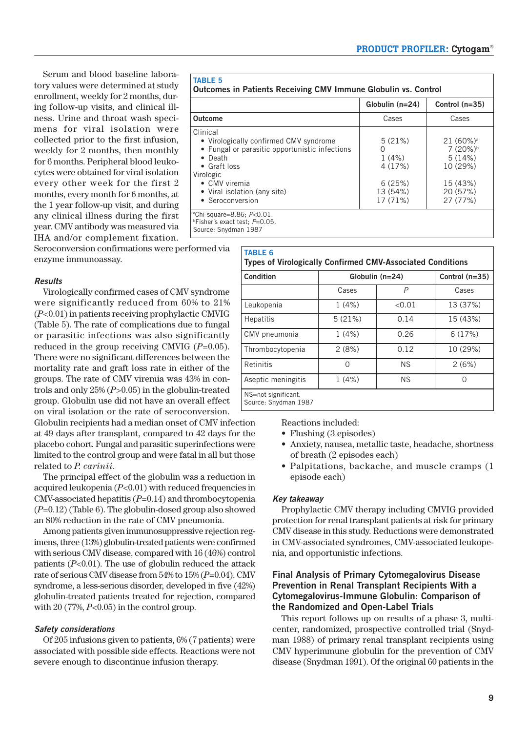Serum and blood baseline laboratory values were determined at study enrollment, weekly for 2 months, during follow-up visits, and clinical illness. Urine and throat wash specimens for viral isolation were collected prior to the first infusion, weekly for 2 months, then monthly for 6 months. Peripheral blood leukocytes were obtained for viral isolation every other week for the first 2 months, every month for 6 months, at the 1 year follow-up visit, and during any clinical illness during the first year. CMV antibody was measured via IHA and/or complement fixation. Seroconversion confirmations were performed via enzyme immunoassay.

**TABLE 5**
**Outcomes in Patients Receiving CMV Immune Globulin vs. Control**

| | Globulin (n=24) | Control (n=35) |
|---|---|---|
| **Outcome** | Cases | Cases |
| Clinical | | |
| • Virologically confirmed CMV syndrome | 5 (21%) | 21 (60%)[a] |
| • Fungal or parasitic opportunistic infections | 0 | 7 (20%)[b] |
| • Death | 1 (4%) | 5 (14%) |
| • Graft loss | 4 (17%) | 10 (29%) |
| Virologic | | |
| • CMV viremia | 6 (25%) | 15 (43%) |
| • Viral isolation (any site) | 13 (54%) | 20 (57%) |
| • Seroconversion | 17 (71%) | 27 (77%) |

[a]Chi-square=8.86; $P<0.01$.
[b]Fisher's exact test; $P=0.05$.
Source: Snydman 1987

### *Results*

Virologically confirmed cases of CMV syndrome were significantly reduced from 60% to 21% ($P<0.01$) in patients receiving prophylactic CMVIG (Table 5). The rate of complications due to fungal or parasitic infections was also significantly reduced in the group receiving CMVIG ($P=0.05$). There were no significant differences between the mortality rate and graft loss rate in either of the groups. The rate of CMV viremia was 43% in controls and only 25% ($P>0.05$) in the globulin-treated group. Globulin use did not have an overall effect on viral isolation or the rate of seroconversion. Globulin recipients had a median onset of CMV infection at 49 days after transplant, compared to 42 days for the placebo cohort. Fungal and parasitic superinfections were limited to the control group and were fatal in all but those related to *P. carinii*.

The principal effect of the globulin was a reduction in acquired leukopenia ($P<0.01$) with reduced frequencies in CMV-associated hepatitis ($P=0.14$) and thrombocytopenia ($P=0.12$) (Table 6). The globulin-dosed group also showed an 80% reduction in the rate of CMV pneumonia.

**TABLE 6**
**Types of Virologically Confirmed CMV-Associated Conditions**

| Condition | Globulin (n=24) | | Control (n=35) |
|---|---|---|---|
| | Cases | *P* | Cases |
| Leukopenia | 1 (4%) | <0.01 | 13 (37%) |
| Hepatitis | 5 (21%) | 0.14 | 15 (43%) |
| CMV pneumonia | 1 (4%) | 0.26 | 6 (17%) |
| Thrombocytopenia | 2 (8%) | 0.12 | 10 (29%) |
| Retinitis | 0 | NS | 2 (6%) |
| Aseptic meningitis | 1 (4%) | NS | 0 |

NS=not significant.
Source: Snydman 1987

Among patients given immunosuppressive rejection regimens, three (13%) globulin-treated patients were confirmed with serious CMV disease, compared with 16 (46%) control patients ($P<0.01$). The use of globulin reduced the attack rate of serious CMV disease from 54% to 15% ($P=0.04$). CMV syndrome, a less-serious disorder, developed in five (42%) globulin-treated patients treated for rejection, compared with 20 (77%, $P<0.05$) in the control group.

### *Safety considerations*

Of 205 infusions given to patients, 6% (7 patients) were associated with possible side effects. Reactions were not severe enough to discontinue infusion therapy.

Reactions included:

- Flushing (3 episodes)
- Anxiety, nausea, metallic taste, headache, shortness of breath (2 episodes each)
- Palpitations, backache, and muscle cramps (1 episode each)

### *Key takeaway*

Prophylactic CMV therapy including CMVIG provided protection for renal transplant patients at risk for primary CMV disease in this study. Reductions were demonstrated in CMV-associated syndromes, CMV-associated leukopenia, and opportunistic infections.

## Final Analysis of Primary Cytomegalovirus Disease Prevention in Renal Transplant Recipients With a Cytomegalovirus-Immune Globulin: Comparison of the Randomized and Open-Label Trials

This report follows up on results of a phase 3, multicenter, randomized, prospective controlled trial (Snydman 1988) of primary renal transplant recipients using CMV hyperimmune globulin for the prevention of CMV disease (Snydman 1991). Of the original 60 patients in the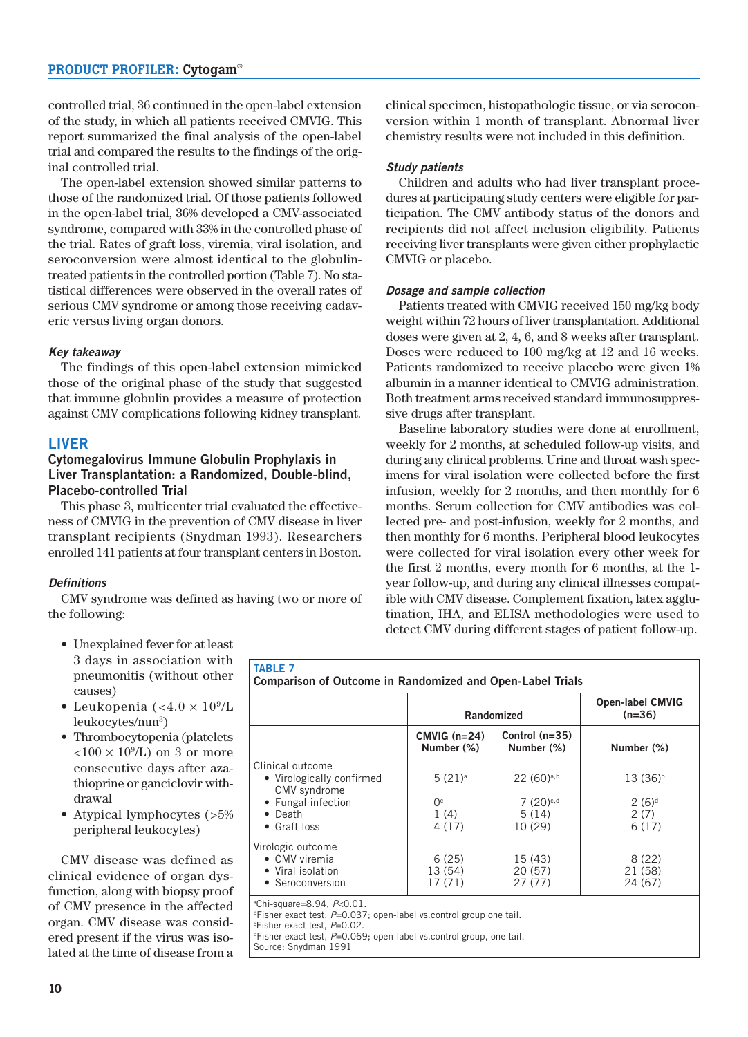controlled trial, 36 continued in the open-label extension of the study, in which all patients received CMVIG. This report summarized the final analysis of the open-label trial and compared the results to the findings of the original controlled trial.

The open-label extension showed similar patterns to those of the randomized trial. Of those patients followed in the open-label trial, 36% developed a CMV-associated syndrome, compared with 33% in the controlled phase of the trial. Rates of graft loss, viremia, viral isolation, and seroconversion were almost identical to the globulin-treated patients in the controlled portion (Table 7). No statistical differences were observed in the overall rates of serious CMV syndrome or among those receiving cadaveric versus living organ donors.

### *Key takeaway*

The findings of this open-label extension mimicked those of the original phase of the study that suggested that immune globulin provides a measure of protection against CMV complications following kidney transplant.

## LIVER

### Cytomegalovirus Immune Globulin Prophylaxis in Liver Transplantation: a Randomized, Double-blind, Placebo-controlled Trial

This phase 3, multicenter trial evaluated the effectiveness of CMVIG in the prevention of CMV disease in liver transplant recipients (Snydman 1993). Researchers enrolled 141 patients at four transplant centers in Boston.

### *Definitions*

CMV syndrome was defined as having two or more of the following:

- Unexplained fever for at least 3 days in association with pneumonitis (without other causes)
- Leukopenia ($<4.0 \times 10^9$/L leukocytes/mm$^3$)
- Thrombocytopenia (platelets $<100 \times 10^9$/L) on 3 or more consecutive days after azathioprine or ganciclovir withdrawal
- Atypical lymphocytes (>5% peripheral leukocytes)

CMV disease was defined as clinical evidence of organ dysfunction, along with biopsy proof of CMV presence in the affected organ. CMV disease was considered present if the virus was isolated at the time of disease from a clinical specimen, histopathologic tissue, or via seroconversion within 1 month of transplant. Abnormal liver chemistry results were not included in this definition.

### *Study patients*

Children and adults who had liver transplant procedures at participating study centers were eligible for participation. The CMV antibody status of the donors and recipients did not affect inclusion eligibility. Patients receiving liver transplants were given either prophylactic CMVIG or placebo.

### *Dosage and sample collection*

Patients treated with CMVIG received 150 mg/kg body weight within 72 hours of liver transplantation. Additional doses were given at 2, 4, 6, and 8 weeks after transplant. Doses were reduced to 100 mg/kg at 12 and 16 weeks. Patients randomized to receive placebo were given 1% albumin in a manner identical to CMVIG administration. Both treatment arms received standard immunosuppressive drugs after transplant.

Baseline laboratory studies were done at enrollment, weekly for 2 months, at scheduled follow-up visits, and during any clinical problems. Urine and throat wash specimens for viral isolation were collected before the first infusion, weekly for 2 months, and then monthly for 6 months. Serum collection for CMV antibodies was collected pre- and post-infusion, weekly for 2 months, and then monthly for 6 months. Peripheral blood leukocytes were collected for viral isolation every other week for the first 2 months, every month for 6 months, at the 1-year follow-up, and during any clinical illnesses compatible with CMV disease. Complement fixation, latex agglutination, IHA, and ELISA methodologies were used to detect CMV during different stages of patient follow-up.

**TABLE 7**
**Comparison of Outcome in Randomized and Open-Label Trials**

| | Randomized | | Open-label CMVIG (n=36) |
|---|---|---|---|
| | CMVIG (n=24) Number (%) | Control (n=35) Number (%) | Number (%) |
| **Clinical outcome** | | | |
| • Virologically confirmed CMV syndrome | 5 (21)[a] | 22 (60)[a,b] | 13 (36)[b] |
| • Fungal infection | 0[c] | 7 (20)[c,d] | 2 (6)[d] |
| • Death | 1 (4) | 5 (14) | 2 (7) |
| • Graft loss | 4 (17) | 10 (29) | 6 (17) |
| **Virologic outcome** | | | |
| • CMV viremia | 6 (25) | 15 (43) | 8 (22) |
| • Viral isolation | 13 (54) | 20 (57) | 21 (58) |
| • Seroconversion | 17 (71) | 27 (77) | 24 (67) |

[a]Chi-square=8.94, $P$<0.01.
[b]Fisher exact test, $P$=0.037; open-label vs.control group one tail.
[c]Fisher exact test, $P$=0.02.
[d]Fisher exact test, $P$=0.069; open-label vs.control group, one tail.
Source: Snydman 1991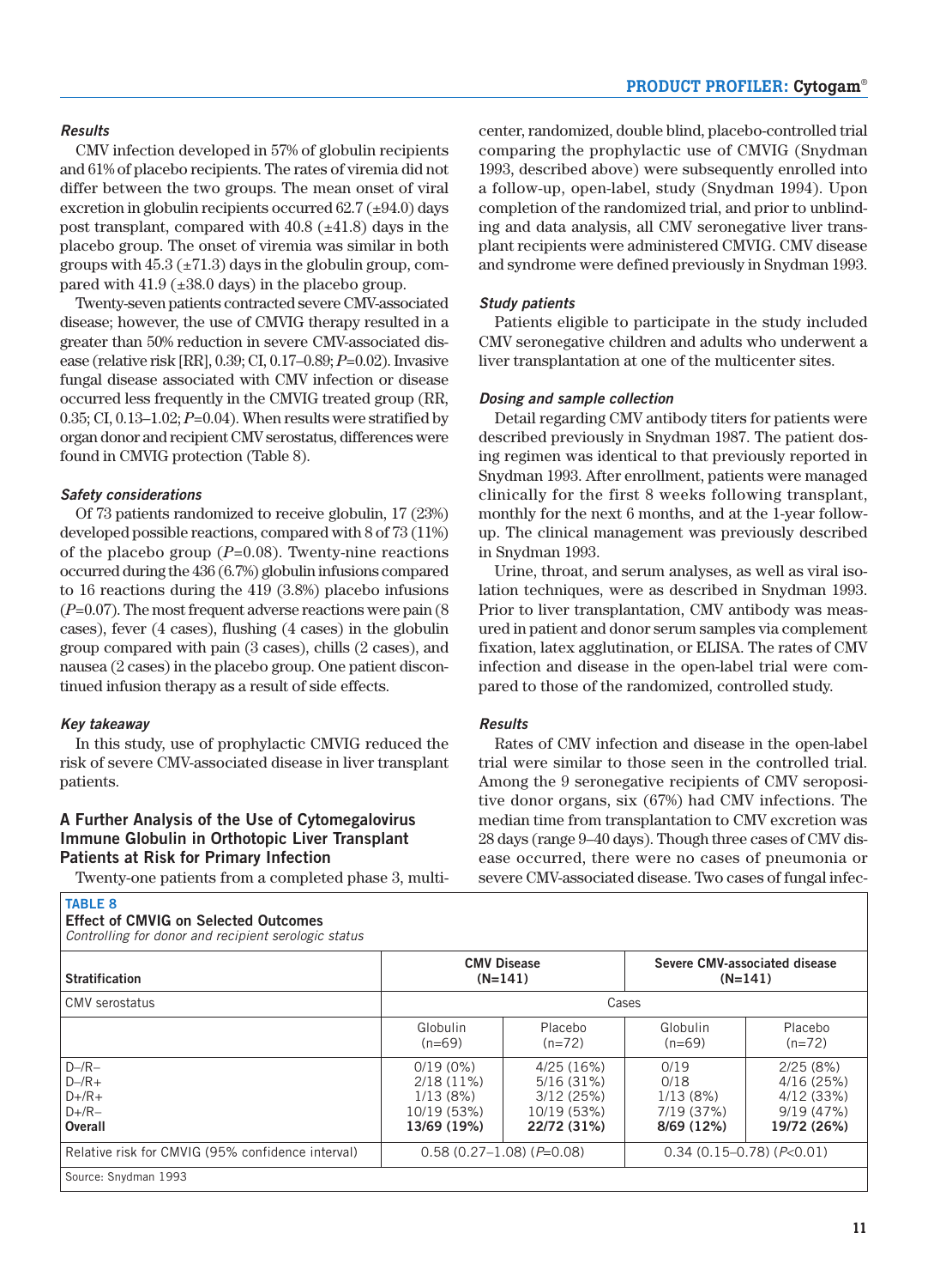### *Results*

CMV infection developed in 57% of globulin recipients and 61% of placebo recipients. The rates of viremia did not differ between the two groups. The mean onset of viral excretion in globulin recipients occurred 62.7 (±94.0) days post transplant, compared with 40.8 (±41.8) days in the placebo group. The onset of viremia was similar in both groups with 45.3 (±71.3) days in the globulin group, compared with 41.9 (±38.0 days) in the placebo group.

Twenty-seven patients contracted severe CMV-associated disease; however, the use of CMVIG therapy resulted in a greater than 50% reduction in severe CMV-associated disease (relative risk [RR], 0.39; CI, 0.17–0.89; *P*=0.02). Invasive fungal disease associated with CMV infection or disease occurred less frequently in the CMVIG treated group (RR, 0.35; CI, 0.13–1.02; *P*=0.04). When results were stratified by organ donor and recipient CMV serostatus, differences were found in CMVIG protection (Table 8).

### *Safety considerations*

Of 73 patients randomized to receive globulin, 17 (23%) developed possible reactions, compared with 8 of 73 (11%) of the placebo group (*P*=0.08). Twenty-nine reactions occurred during the 436 (6.7%) globulin infusions compared to 16 reactions during the 419 (3.8%) placebo infusions (*P*=0.07). The most frequent adverse reactions were pain (8 cases), fever (4 cases), flushing (4 cases) in the globulin group compared with pain (3 cases), chills (2 cases), and nausea (2 cases) in the placebo group. One patient discontinued infusion therapy as a result of side effects.

### *Key takeaway*

In this study, use of prophylactic CMVIG reduced the risk of severe CMV-associated disease in liver transplant patients.

## A Further Analysis of the Use of Cytomegalovirus Immune Globulin in Orthotopic Liver Transplant Patients at Risk for Primary Infection

Twenty-one patients from a completed phase 3, multicenter, randomized, double blind, placebo-controlled trial comparing the prophylactic use of CMVIG (Snydman 1993, described above) were subsequently enrolled into a follow-up, open-label, study (Snydman 1994). Upon completion of the randomized trial, and prior to unblinding and data analysis, all CMV seronegative liver transplant recipients were administered CMVIG. CMV disease and syndrome were defined previously in Snydman 1993.

### *Study patients*

Patients eligible to participate in the study included CMV seronegative children and adults who underwent a liver transplantation at one of the multicenter sites.

### *Dosing and sample collection*

Detail regarding CMV antibody titers for patients were described previously in Snydman 1987. The patient dosing regimen was identical to that previously reported in Snydman 1993. After enrollment, patients were managed clinically for the first 8 weeks following transplant, monthly for the next 6 months, and at the 1-year follow-up. The clinical management was previously described in Snydman 1993.

Urine, throat, and serum analyses, as well as viral isolation techniques, were as described in Snydman 1993. Prior to liver transplantation, CMV antibody was measured in patient and donor serum samples via complement fixation, latex agglutination, or ELISA. The rates of CMV infection and disease in the open-label trial were compared to those of the randomized, controlled study.

### *Results*

Rates of CMV infection and disease in the open-label trial were similar to those seen in the controlled trial. Among the 9 seronegative recipients of CMV seropositive donor organs, six (67%) had CMV infections. The median time from transplantation to CMV excretion was 28 days (range 9–40 days). Though three cases of CMV disease occurred, there were no cases of pneumonia or severe CMV-associated disease. Two cases of fungal infec-

**TABLE 8**
**Effect of CMVIG on Selected Outcomes**
*Controlling for donor and recipient serologic status*

| Stratification | CMV Disease (N=141) | | Severe CMV-associated disease (N=141) | |
|---|---|---|---|---|
| CMV serostatus | Cases | | | |
| | Globulin (n=69) | Placebo (n=72) | Globulin (n=69) | Placebo (n=72) |
| D–/R– | 0/19 (0%) | 4/25 (16%) | 0/19 | 2/25 (8%) |
| D–/R+ | 2/18 (11%) | 5/16 (31%) | 0/18 | 4/16 (25%) |
| D+/R+ | 1/13 (8%) | 3/12 (25%) | 1/13 (8%) | 4/12 (33%) |
| D+/R– | 10/19 (53%) | 10/19 (53%) | 7/19 (37%) | 9/19 (47%) |
| **Overall** | **13/69 (19%)** | **22/72 (31%)** | **8/69 (12%)** | **19/72 (26%)** |
| Relative risk for CMVIG (95% confidence interval) | 0.58 (0.27–1.08) (*P*=0.08) | | 0.34 (0.15–0.78) (*P*<0.01) | |

Source: Snydman 1993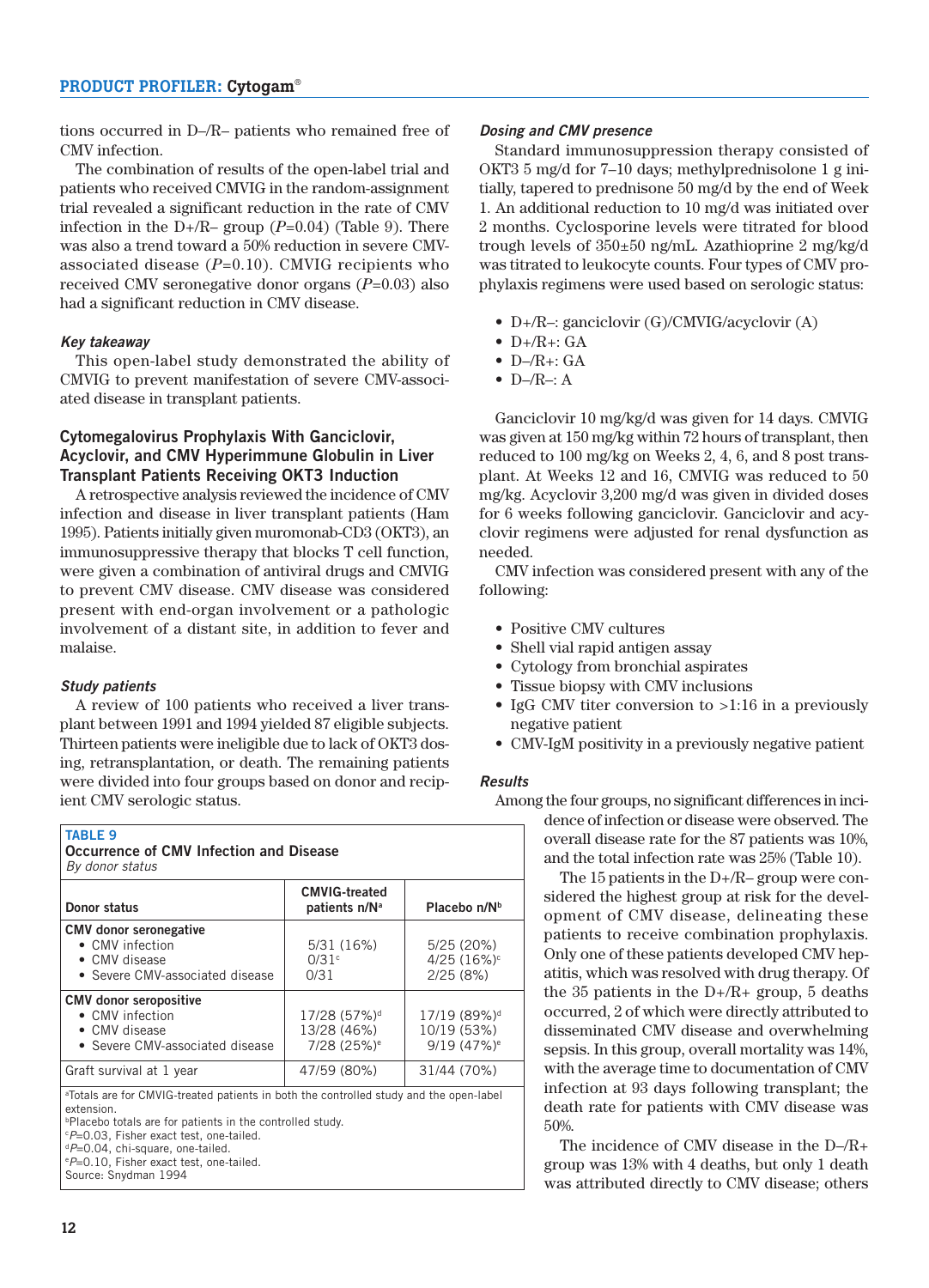tions occurred in D–/R– patients who remained free of CMV infection.

The combination of results of the open-label trial and patients who received CMVIG in the random-assignment trial revealed a significant reduction in the rate of CMV infection in the D+/R– group ($P$=0.04) (Table 9). There was also a trend toward a 50% reduction in severe CMV-associated disease ($P$=0.10). CMVIG recipients who received CMV seronegative donor organs ($P$=0.03) also had a significant reduction in CMV disease.

### *Key takeaway*

This open-label study demonstrated the ability of CMVIG to prevent manifestation of severe CMV-associated disease in transplant patients.

## Cytomegalovirus Prophylaxis With Ganciclovir, Acyclovir, and CMV Hyperimmune Globulin in Liver Transplant Patients Receiving OKT3 Induction

A retrospective analysis reviewed the incidence of CMV infection and disease in liver transplant patients (Ham 1995). Patients initially given muromonab-CD3 (OKT3), an immunosuppressive therapy that blocks T cell function, were given a combination of antiviral drugs and CMVIG to prevent CMV disease. CMV disease was considered present with end-organ involvement or a pathologic involvement of a distant site, in addition to fever and malaise.

### *Study patients*

A review of 100 patients who received a liver transplant between 1991 and 1994 yielded 87 eligible subjects. Thirteen patients were ineligible due to lack of OKT3 dosing, retransplantation, or death. The remaining patients were divided into four groups based on donor and recipient CMV serologic status.

**TABLE 9**
**Occurrence of CMV Infection and Disease**
*By donor status*

| Donor status | CMVIG-treated patients n/N[a] | Placebo n/N[b] |
|---|---|---|
| **CMV donor seronegative** | | |
| • CMV infection | 5/31 (16%) | 5/25 (20%) |
| • CMV disease | 0/31[c] | 4/25 (16%)[c] |
| • Severe CMV-associated disease | 0/31 | 2/25 (8%) |
| **CMV donor seropositive** | | |
| • CMV infection | 17/28 (57%)[d] | 17/19 (89%)[d] |
| • CMV disease | 13/28 (46%) | 10/19 (53%) |
| • Severe CMV-associated disease | 7/28 (25%)[e] | 9/19 (47%)[e] |
| Graft survival at 1 year | 47/59 (80%) | 31/44 (70%) |

[a]Totals are for CMVIG-treated patients in both the controlled study and the open-label extension.
[b]Placebo totals are for patients in the controlled study.
[c]$P$=0.03, Fisher exact test, one-tailed.
[d]$P$=0.04, chi-square, one-tailed.
[e]$P$=0.10, Fisher exact test, one-tailed.
Source: Snydman 1994

### *Dosing and CMV presence*

Standard immunosuppression therapy consisted of OKT3 5 mg/d for 7–10 days; methylprednisolone 1 g initially, tapered to prednisone 50 mg/d by the end of Week 1. An additional reduction to 10 mg/d was initiated over 2 months. Cyclosporine levels were titrated for blood trough levels of 350±50 ng/mL. Azathioprine 2 mg/kg/d was titrated to leukocyte counts. Four types of CMV prophylaxis regimens were used based on serologic status:

- D+/R–: ganciclovir (G)/CMVIG/acyclovir (A)
- D+/R+: GA
- D–/R+: GA
- D–/R–: A

Ganciclovir 10 mg/kg/d was given for 14 days. CMVIG was given at 150 mg/kg within 72 hours of transplant, then reduced to 100 mg/kg on Weeks 2, 4, 6, and 8 post transplant. At Weeks 12 and 16, CMVIG was reduced to 50 mg/kg. Acyclovir 3,200 mg/d was given in divided doses for 6 weeks following ganciclovir. Ganciclovir and acyclovir regimens were adjusted for renal dysfunction as needed.

CMV infection was considered present with any of the following:

- Positive CMV cultures
- Shell vial rapid antigen assay
- Cytology from bronchial aspirates
- Tissue biopsy with CMV inclusions
- IgG CMV titer conversion to >1:16 in a previously negative patient
- CMV-IgM positivity in a previously negative patient

### *Results*

Among the four groups, no significant differences in incidence of infection or disease were observed. The overall disease rate for the 87 patients was 10%, and the total infection rate was 25% (Table 10).

The 15 patients in the D+/R– group were considered the highest group at risk for the development of CMV disease, delineating these patients to receive combination prophylaxis. Only one of these patients developed CMV hepatitis, which was resolved with drug therapy. Of the 35 patients in the D+/R+ group, 5 deaths occurred, 2 of which were directly attributed to disseminated CMV disease and overwhelming sepsis. In this group, overall mortality was 14%, with the average time to documentation of CMV infection at 93 days following transplant; the death rate for patients with CMV disease was 50%.

The incidence of CMV disease in the D–/R+ group was 13% with 4 deaths, but only 1 death was attributed directly to CMV disease; others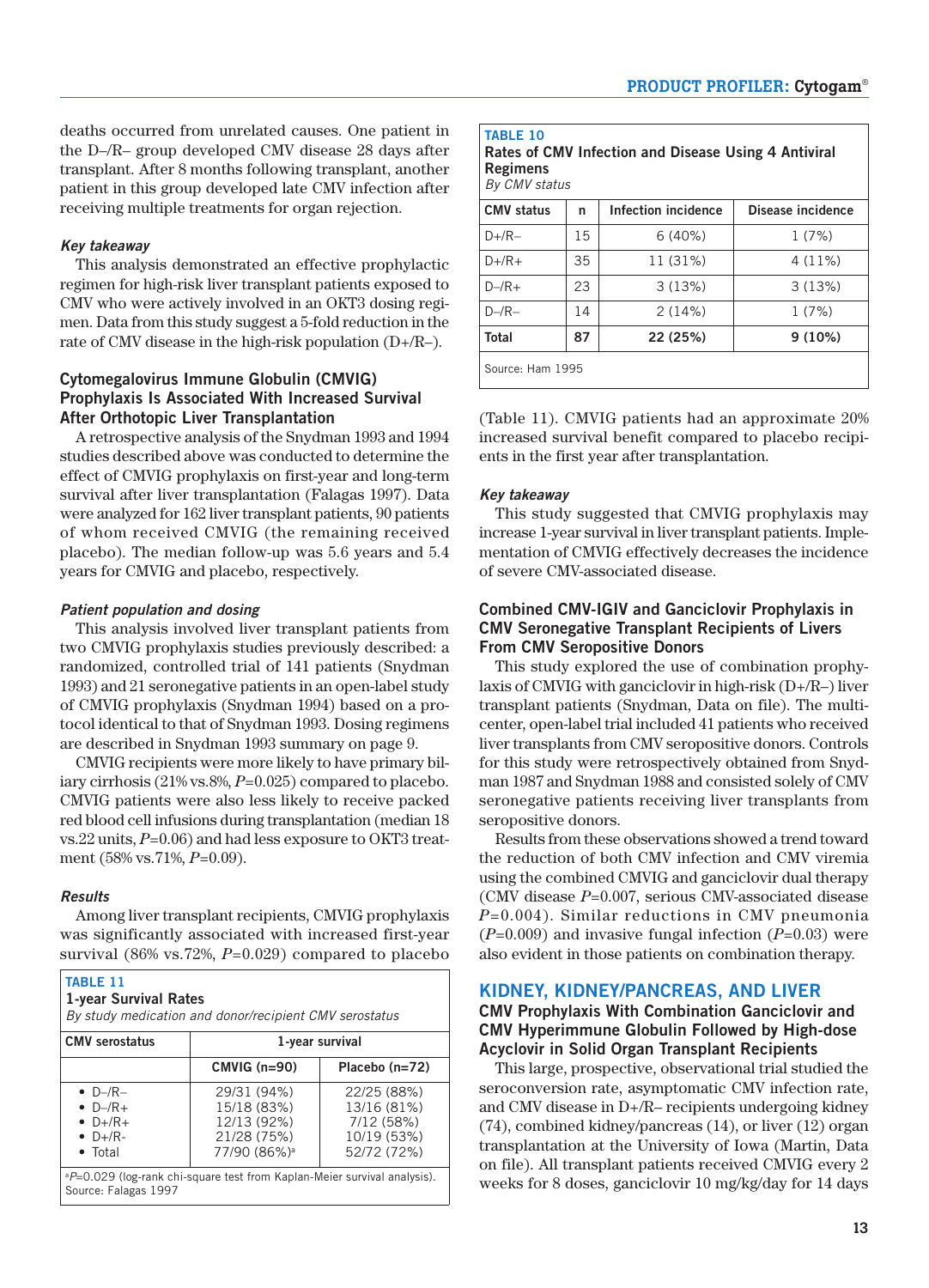deaths occurred from unrelated causes. One patient in the D–/R– group developed CMV disease 28 days after transplant. After 8 months following transplant, another patient in this group developed late CMV infection after receiving multiple treatments for organ rejection.

*Key takeaway*

This analysis demonstrated an effective prophylactic regimen for high-risk liver transplant patients exposed to CMV who were actively involved in an OKT3 dosing regimen. Data from this study suggest a 5-fold reduction in the rate of CMV disease in the high-risk population (D+/R–).

### Cytomegalovirus Immune Globulin (CMVIG) Prophylaxis Is Associated With Increased Survival After Orthotopic Liver Transplantation

A retrospective analysis of the Snydman 1993 and 1994 studies described above was conducted to determine the effect of CMVIG prophylaxis on first-year and long-term survival after liver transplantation (Falagas 1997). Data were analyzed for 162 liver transplant patients, 90 patients of whom received CMVIG (the remaining received placebo). The median follow-up was 5.6 years and 5.4 years for CMVIG and placebo, respectively.

*Patient population and dosing*

This analysis involved liver transplant patients from two CMVIG prophylaxis studies previously described: a randomized, controlled trial of 141 patients (Snydman 1993) and 21 seronegative patients in an open-label study of CMVIG prophylaxis (Snydman 1994) based on a protocol identical to that of Snydman 1993. Dosing regimens are described in Snydman 1993 summary on page 9.

CMVIG recipients were more likely to have primary biliary cirrhosis (21% vs.8%, $P$=0.025) compared to placebo. CMVIG patients were also less likely to receive packed red blood cell infusions during transplantation (median 18 vs.22 units, $P$=0.06) and had less exposure to OKT3 treatment (58% vs.71%, $P$=0.09).

*Results*

Among liver transplant recipients, CMVIG prophylaxis was significantly associated with increased first-year survival (86% vs.72%, $P$=0.029) compared to placebo (Table 11). CMVIG patients had an approximate 20% increased survival benefit compared to placebo recipients in the first year after transplantation.

**TABLE 11**
**1-year Survival Rates**
*By study medication and donor/recipient CMV serostatus*

| CMV serostatus | 1-year survival | |
|---|---|---|
| | CMVIG (n=90) | Placebo (n=72) |
| • D–/R– | 29/31 (94%) | 22/25 (88%) |
| • D–/R+ | 15/18 (83%) | 13/16 (81%) |
| • D+/R+ | 12/13 (92%) | 7/12 (58%) |
| • D+/R- | 21/28 (75%) | 10/19 (53%) |
| • Total | 77/90 (86%)[a] | 52/72 (72%) |

[a]$P$=0.029 (log-rank chi-square test from Kaplan-Meier survival analysis).
Source: Falagas 1997

**TABLE 10**
**Rates of CMV Infection and Disease Using 4 Antiviral Regimens**
*By CMV status*

| CMV status | n | Infection incidence | Disease incidence |
|---|---|---|---|
| D+/R– | 15 | 6 (40%) | 1 (7%) |
| D+/R+ | 35 | 11 (31%) | 4 (11%) |
| D–/R+ | 23 | 3 (13%) | 3 (13%) |
| D–/R– | 14 | 2 (14%) | 1 (7%) |
| **Total** | **87** | **22 (25%)** | **9 (10%)** |

Source: Ham 1995

*Key takeaway*

This study suggested that CMVIG prophylaxis may increase 1-year survival in liver transplant patients. Implementation of CMVIG effectively decreases the incidence of severe CMV-associated disease.

### Combined CMV-IGIV and Ganciclovir Prophylaxis in CMV Seronegative Transplant Recipients of Livers From CMV Seropositive Donors

This study explored the use of combination prophylaxis of CMVIG with ganciclovir in high-risk (D+/R–) liver transplant patients (Snydman, Data on file). The multicenter, open-label trial included 41 patients who received liver transplants from CMV seropositive donors. Controls for this study were retrospectively obtained from Snydman 1987 and Snydman 1988 and consisted solely of CMV seronegative patients receiving liver transplants from seropositive donors.

Results from these observations showed a trend toward the reduction of both CMV infection and CMV viremia using the combined CMVIG and ganciclovir dual therapy (CMV disease $P$=0.007, serious CMV-associated disease $P$=0.004). Similar reductions in CMV pneumonia ($P$=0.009) and invasive fungal infection ($P$=0.03) were also evident in those patients on combination therapy.

## KIDNEY, KIDNEY/PANCREAS, AND LIVER

### CMV Prophylaxis With Combination Ganciclovir and CMV Hyperimmune Globulin Followed by High-dose Acyclovir in Solid Organ Transplant Recipients

This large, prospective, observational trial studied the seroconversion rate, asymptomatic CMV infection rate, and CMV disease in D+/R– recipients undergoing kidney (74), combined kidney/pancreas (14), or liver (12) organ transplantation at the University of Iowa (Martin, Data on file). All transplant patients received CMVIG every 2 weeks for 8 doses, ganciclovir 10 mg/kg/day for 14 days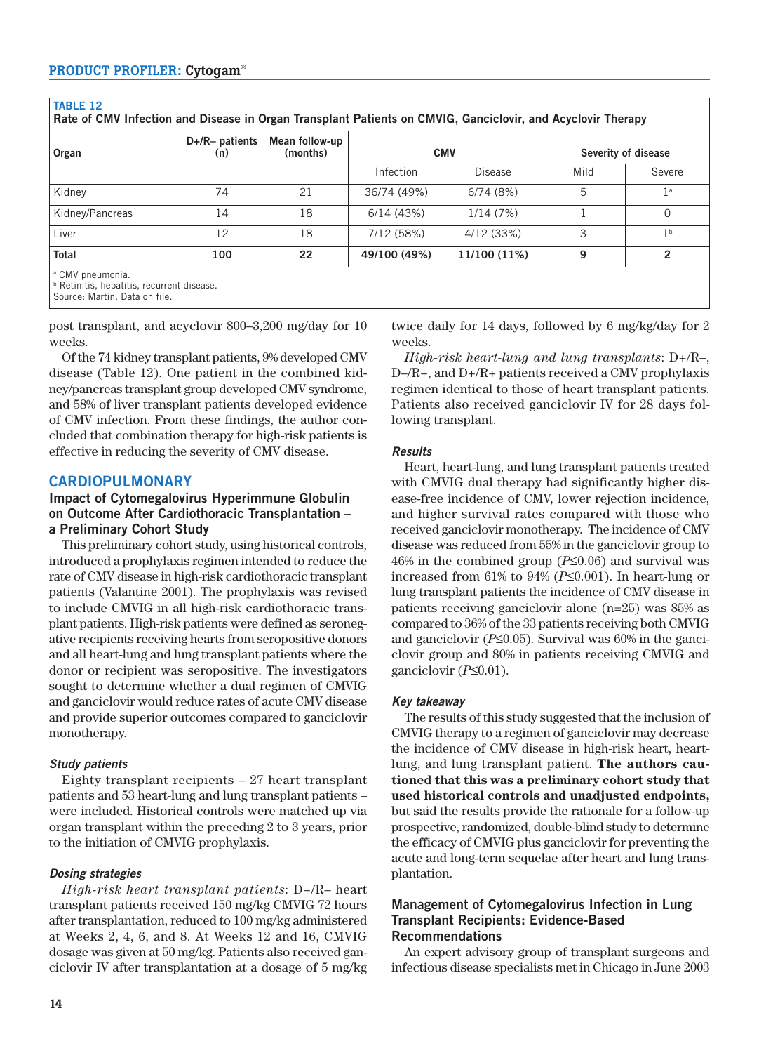**TABLE 12**
**Rate of CMV Infection and Disease in Organ Transplant Patients on CMVIG, Ganciclovir, and Acyclovir Therapy**

| Organ | D+/R– patients (n) | Mean follow-up (months) | CMV | | Severity of disease | |
|---|---|---|---|---|---|---|
| | | | Infection | Disease | Mild | Severe |
| Kidney | 74 | 21 | 36/74 (49%) | 6/74 (8%) | 5 | 1[a] |
| Kidney/Pancreas | 14 | 18 | 6/14 (43%) | 1/14 (7%) | 1 | 0 |
| Liver | 12 | 18 | 7/12 (58%) | 4/12 (33%) | 3 | 1[b] |
| **Total** | **100** | **22** | **49/100 (49%)** | **11/100 (11%)** | **9** | **2** |

[a] CMV pneumonia.
[b] Retinitis, hepatitis, recurrent disease.
Source: Martin, Data on file.

post transplant, and acyclovir 800–3,200 mg/day for 10 weeks.

Of the 74 kidney transplant patients, 9% developed CMV disease (Table 12). One patient in the combined kidney/pancreas transplant group developed CMV syndrome, and 58% of liver transplant patients developed evidence of CMV infection. From these findings, the author concluded that combination therapy for high-risk patients is effective in reducing the severity of CMV disease.

## CARDIOPULMONARY

### Impact of Cytomegalovirus Hyperimmune Globulin on Outcome After Cardiothoracic Transplantation – a Preliminary Cohort Study

This preliminary cohort study, using historical controls, introduced a prophylaxis regimen intended to reduce the rate of CMV disease in high-risk cardiothoracic transplant patients (Valantine 2001). The prophylaxis was revised to include CMVIG in all high-risk cardiothoracic transplant patients. High-risk patients were defined as seronegative recipients receiving hearts from seropositive donors and all heart-lung and lung transplant patients where the donor or recipient was seropositive. The investigators sought to determine whether a dual regimen of CMVIG and ganciclovir would reduce rates of acute CMV disease and provide superior outcomes compared to ganciclovir monotherapy.

#### *Study patients*

Eighty transplant recipients – 27 heart transplant patients and 53 heart-lung and lung transplant patients – were included. Historical controls were matched up via organ transplant within the preceding 2 to 3 years, prior to the initiation of CMVIG prophylaxis.

#### *Dosing strategies*

*High-risk heart transplant patients*: D+/R– heart transplant patients received 150 mg/kg CMVIG 72 hours after transplantation, reduced to 100 mg/kg administered at Weeks 2, 4, 6, and 8. At Weeks 12 and 16, CMVIG dosage was given at 50 mg/kg. Patients also received ganciclovir IV after transplantation at a dosage of 5 mg/kg twice daily for 14 days, followed by 6 mg/kg/day for 2 weeks.

*High-risk heart-lung and lung transplants*: D+/R–, D–/R+, and D+/R+ patients received a CMV prophylaxis regimen identical to those of heart transplant patients. Patients also received ganciclovir IV for 28 days following transplant.

#### *Results*

Heart, heart-lung, and lung transplant patients treated with CMVIG dual therapy had significantly higher disease-free incidence of CMV, lower rejection incidence, and higher survival rates compared with those who received ganciclovir monotherapy. The incidence of CMV disease was reduced from 55% in the ganciclovir group to 46% in the combined group ($P \leq 0.06$) and survival was increased from 61% to 94% ($P \leq 0.001$). In heart-lung or lung transplant patients the incidence of CMV disease in patients receiving ganciclovir alone (n=25) was 85% as compared to 36% of the 33 patients receiving both CMVIG and ganciclovir ($P \leq 0.05$). Survival was 60% in the ganciclovir group and 80% in patients receiving CMVIG and ganciclovir ($P \leq 0.01$).

#### *Key takeaway*

The results of this study suggested that the inclusion of CMVIG therapy to a regimen of ganciclovir may decrease the incidence of CMV disease in high-risk heart, heart-lung, and lung transplant patient. **The authors cautioned that this was a preliminary cohort study that used historical controls and unadjusted endpoints,** but said the results provide the rationale for a follow-up prospective, randomized, double-blind study to determine the efficacy of CMVIG plus ganciclovir for preventing the acute and long-term sequelae after heart and lung transplantation.

### Management of Cytomegalovirus Infection in Lung Transplant Recipients: Evidence-Based Recommendations

An expert advisory group of transplant surgeons and infectious disease specialists met in Chicago in June 2003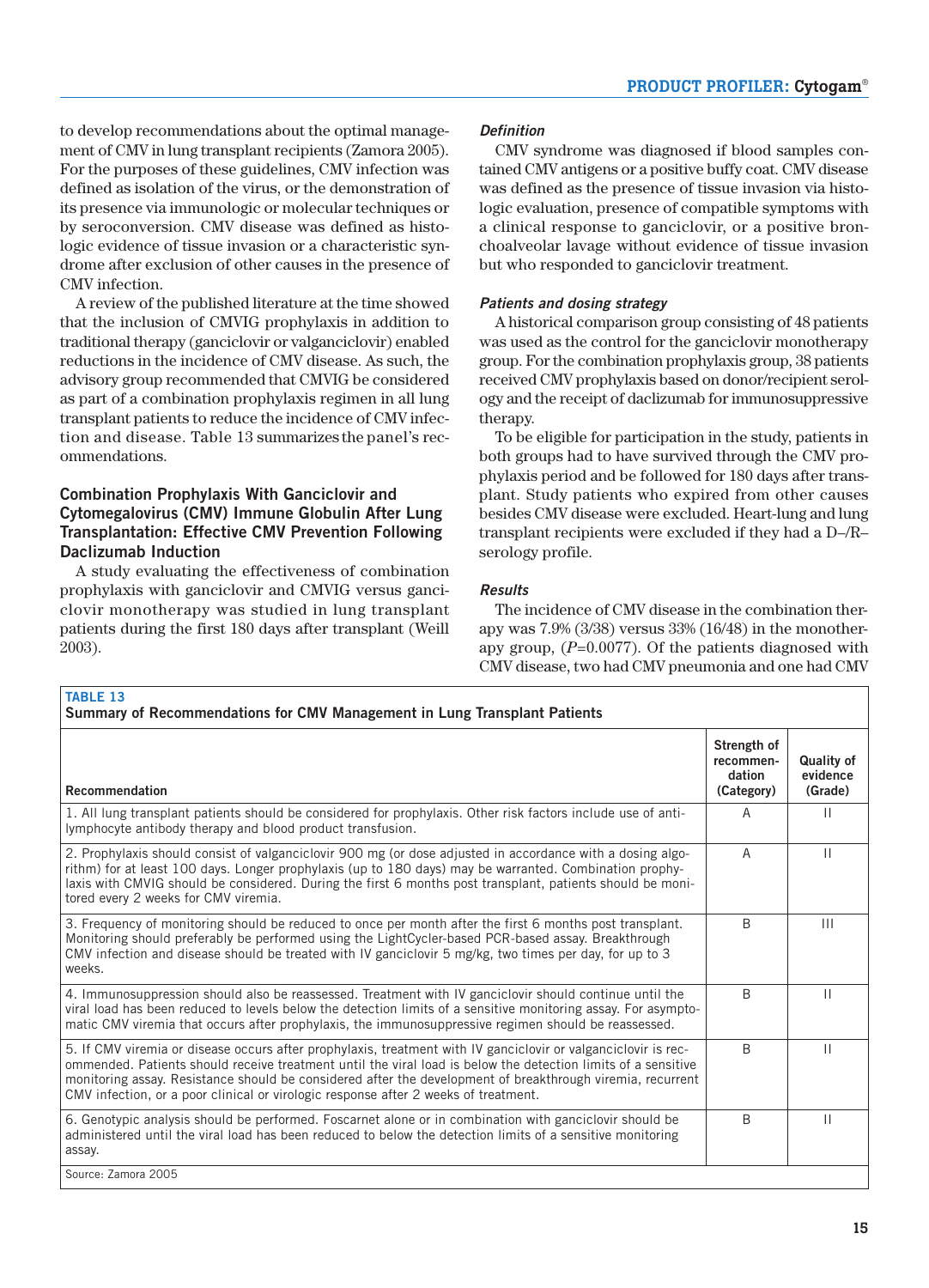to develop recommendations about the optimal management of CMV in lung transplant recipients (Zamora 2005). For the purposes of these guidelines, CMV infection was defined as isolation of the virus, or the demonstration of its presence via immunologic or molecular techniques or by seroconversion. CMV disease was defined as histologic evidence of tissue invasion or a characteristic syndrome after exclusion of other causes in the presence of CMV infection.

A review of the published literature at the time showed that the inclusion of CMVIG prophylaxis in addition to traditional therapy (ganciclovir or valganciclovir) enabled reductions in the incidence of CMV disease. As such, the advisory group recommended that CMVIG be considered as part of a combination prophylaxis regimen in all lung transplant patients to reduce the incidence of CMV infection and disease. Table 13 summarizes the panel's recommendations.

## Combination Prophylaxis With Ganciclovir and Cytomegalovirus (CMV) Immune Globulin After Lung Transplantation: Effective CMV Prevention Following Daclizumab Induction

A study evaluating the effectiveness of combination prophylaxis with ganciclovir and CMVIG versus ganciclovir monotherapy was studied in lung transplant patients during the first 180 days after transplant (Weill 2003).

### *Definition*

CMV syndrome was diagnosed if blood samples contained CMV antigens or a positive buffy coat. CMV disease was defined as the presence of tissue invasion via histologic evaluation, presence of compatible symptoms with a clinical response to ganciclovir, or a positive bronchoalveolar lavage without evidence of tissue invasion but who responded to ganciclovir treatment.

### *Patients and dosing strategy*

A historical comparison group consisting of 48 patients was used as the control for the ganciclovir monotherapy group. For the combination prophylaxis group, 38 patients received CMV prophylaxis based on donor/recipient serology and the receipt of daclizumab for immunosuppressive therapy.

To be eligible for participation in the study, patients in both groups had to have survived through the CMV prophylaxis period and be followed for 180 days after transplant. Study patients who expired from other causes besides CMV disease were excluded. Heart-lung and lung transplant recipients were excluded if they had a D–/R– serology profile.

### *Results*

The incidence of CMV disease in the combination therapy was 7.9% (3/38) versus 33% (16/48) in the monotherapy group, ($P$=0.0077). Of the patients diagnosed with CMV disease, two had CMV pneumonia and one had CMV

**TABLE 13**
**Summary of Recommendations for CMV Management in Lung Transplant Patients**

| Recommendation | Strength of recommendation (Category) | Quality of evidence (Grade) |
|---|---|---|
| 1. All lung transplant patients should be considered for prophylaxis. Other risk factors include use of anti-lymphocyte antibody therapy and blood product transfusion. | A | II |
| 2. Prophylaxis should consist of valganciclovir 900 mg (or dose adjusted in accordance with a dosing algorithm) for at least 100 days. Longer prophylaxis (up to 180 days) may be warranted. Combination prophylaxis with CMVIG should be considered. During the first 6 months post transplant, patients should be monitored every 2 weeks for CMV viremia. | A | II |
| 3. Frequency of monitoring should be reduced to once per month after the first 6 months post transplant. Monitoring should preferably be performed using the LightCycler-based PCR-based assay. Breakthrough CMV infection and disease should be treated with IV ganciclovir 5 mg/kg, two times per day, for up to 3 weeks. | B | III |
| 4. Immunosuppression should also be reassessed. Treatment with IV ganciclovir should continue until the viral load has been reduced to levels below the detection limits of a sensitive monitoring assay. For asymptomatic CMV viremia that occurs after prophylaxis, the immunosuppressive regimen should be reassessed. | B | II |
| 5. If CMV viremia or disease occurs after prophylaxis, treatment with IV ganciclovir or valganciclovir is recommended. Patients should receive treatment until the viral load is below the detection limits of a sensitive monitoring assay. Resistance should be considered after the development of breakthrough viremia, recurrent CMV infection, or a poor clinical or virologic response after 2 weeks of treatment. | B | II |
| 6. Genotypic analysis should be performed. Foscarnet alone or in combination with ganciclovir should be administered until the viral load has been reduced to below the detection limits of a sensitive monitoring assay. | B | II |

Source: Zamora 2005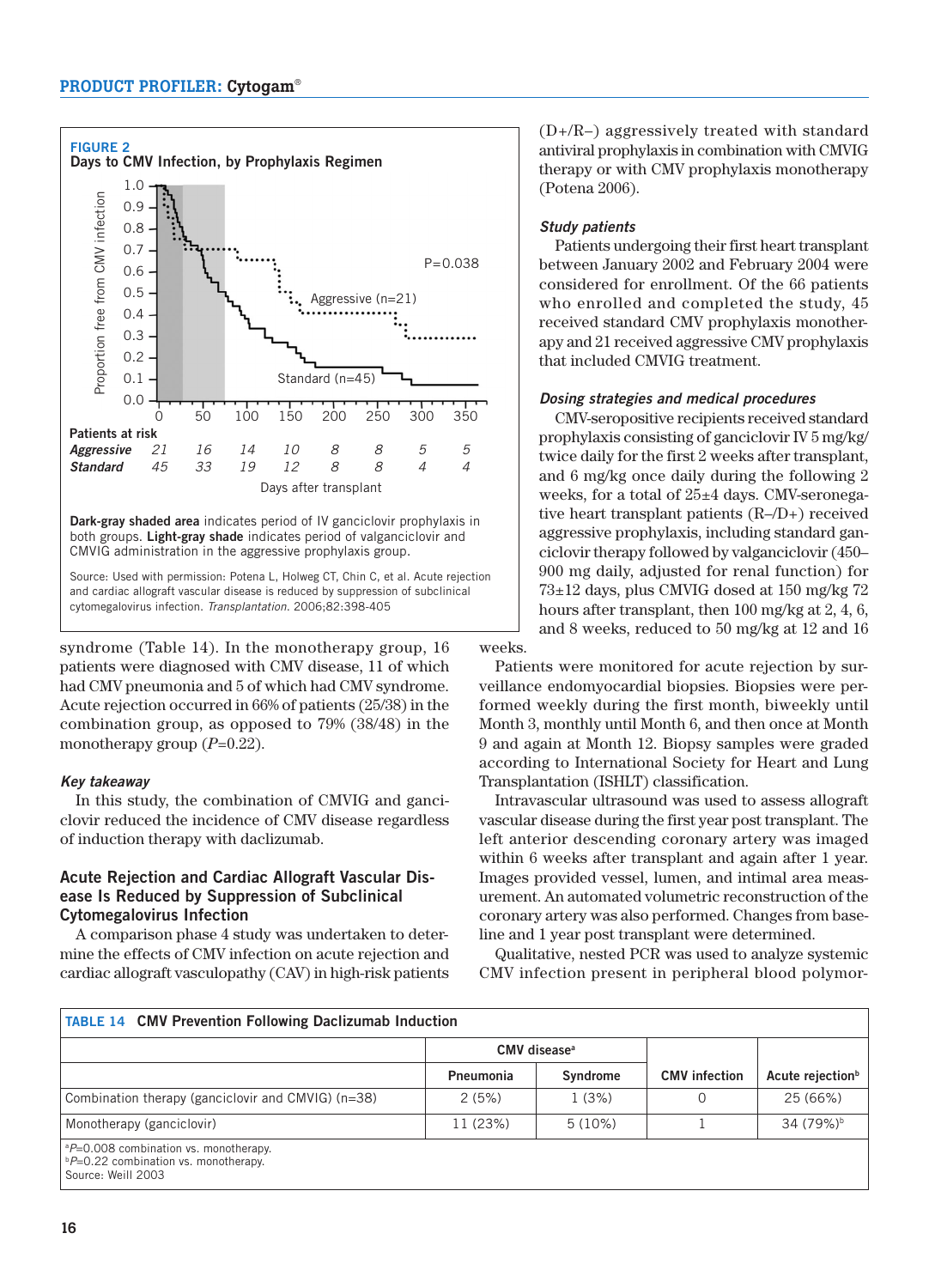**FIGURE 2**
**Days to CMV Infection, by Prophylaxis Regimen**

Patients at risk

| | 0 | 50 | 100 | 150 | 200 | 250 | 300 | 350 |
|---|---|---|---|---|---|---|---|---|
| *Aggressive* | 21 | 16 | 14 | 10 | 8 | 8 | 5 | 5 |
| *Standard* | 45 | 33 | 19 | 12 | 8 | 8 | 4 | 4 |

**Dark-gray shaded area** indicates period of IV ganciclovir prophylaxis in both groups. **Light-gray shade** indicates period of valganciclovir and CMVIG administration in the aggressive prophylaxis group.

Source: Used with permission: Potena L, Holweg CT, Chin C, et al. Acute rejection and cardiac allograft vascular disease is reduced by suppression of subclinical cytomegalovirus infection. *Transplantation*. 2006;82:398-405

syndrome (Table 14). In the monotherapy group, 16 patients were diagnosed with CMV disease, 11 of which had CMV pneumonia and 5 of which had CMV syndrome. Acute rejection occurred in 66% of patients (25/38) in the combination group, as opposed to 79% (38/48) in the monotherapy group (*P*=0.22).

### *Key takeaway*

In this study, the combination of CMVIG and ganciclovir reduced the incidence of CMV disease regardless of induction therapy with daclizumab.

## Acute Rejection and Cardiac Allograft Vascular Disease Is Reduced by Suppression of Subclinical Cytomegalovirus Infection

A comparison phase 4 study was undertaken to determine the effects of CMV infection on acute rejection and cardiac allograft vasculopathy (CAV) in high-risk patients (D+/R–) aggressively treated with standard antiviral prophylaxis in combination with CMVIG therapy or with CMV prophylaxis monotherapy (Potena 2006).

### *Study patients*

Patients undergoing their first heart transplant between January 2002 and February 2004 were considered for enrollment. Of the 66 patients who enrolled and completed the study, 45 received standard CMV prophylaxis monotherapy and 21 received aggressive CMV prophylaxis that included CMVIG treatment.

### *Dosing strategies and medical procedures*

CMV-seropositive recipients received standard prophylaxis consisting of ganciclovir IV 5 mg/kg/twice daily for the first 2 weeks after transplant, and 6 mg/kg once daily during the following 2 weeks, for a total of 25±4 days. CMV-seronegative heart transplant patients (R–/D+) received aggressive prophylaxis, including standard ganciclovir therapy followed by valganciclovir (450–900 mg daily, adjusted for renal function) for 73±12 days, plus CMVIG dosed at 150 mg/kg 72 hours after transplant, then 100 mg/kg at 2, 4, 6, and 8 weeks, reduced to 50 mg/kg at 12 and 16 weeks.

Patients were monitored for acute rejection by surveillance endomyocardial biopsies. Biopsies were performed weekly during the first month, biweekly until Month 3, monthly until Month 6, and then once at Month 9 and again at Month 12. Biopsy samples were graded according to International Society for Heart and Lung Transplantation (ISHLT) classification.

Intravascular ultrasound was used to assess allograft vascular disease during the first year post transplant. The left anterior descending coronary artery was imaged within 6 weeks after transplant and again after 1 year. Images provided vessel, lumen, and intimal area measurement. An automated volumetric reconstruction of the coronary artery was also performed. Changes from baseline and 1 year post transplant were determined.

Qualitative, nested PCR was used to analyze systemic CMV infection present in peripheral blood polymor-

**TABLE 14 CMV Prevention Following Daclizumab Induction**

| | CMV disease[a] | | | |
|---|---|---|---|---|
| | Pneumonia | Syndrome | CMV infection | Acute rejection[b] |
| Combination therapy (ganciclovir and CMVIG) (n=38) | 2 (5%) | 1 (3%) | 0 | 25 (66%) |
| Monotherapy (ganciclovir) | 11 (23%) | 5 (10%) | 1 | 34 (79%)[b] |

[a]*P*=0.008 combination vs. monotherapy.
[b]*P*=0.22 combination vs. monotherapy.
Source: Weill 2003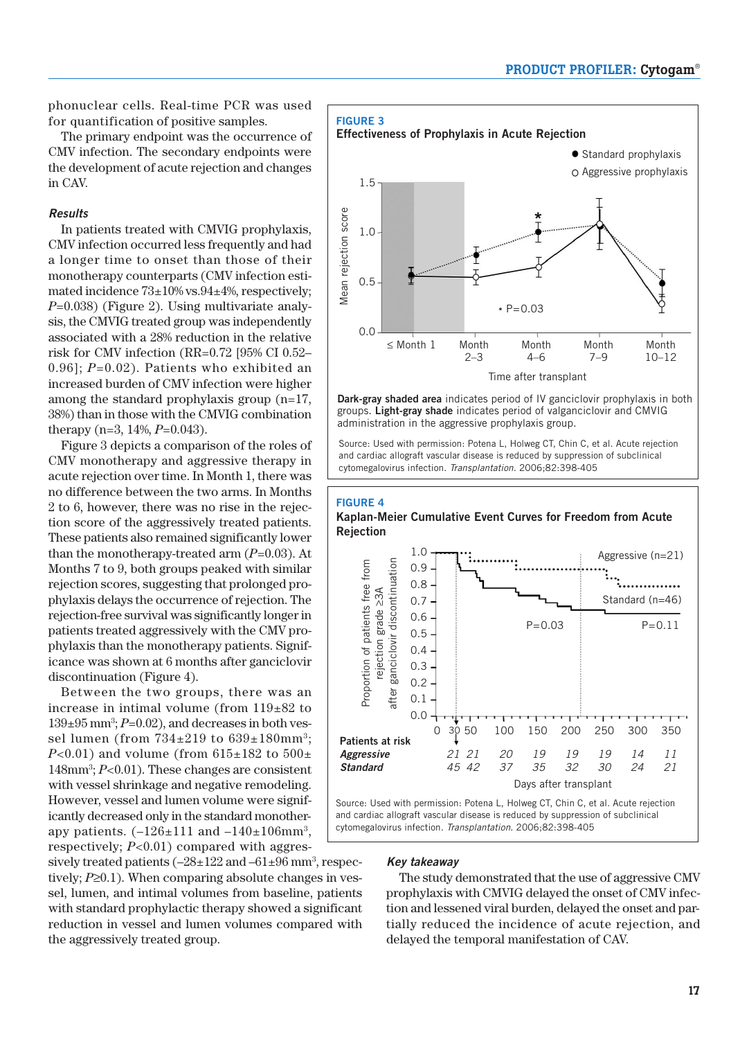phonuclear cells. Real-time PCR was used for quantification of positive samples.

The primary endpoint was the occurrence of CMV infection. The secondary endpoints were the development of acute rejection and changes in CAV.

### *Results*

In patients treated with CMVIG prophylaxis, CMV infection occurred less frequently and had a longer time to onset than those of their monotherapy counterparts (CMV infection estimated incidence 73±10% vs.94±4%, respectively; *P*=0.038) (Figure 2). Using multivariate analysis, the CMVIG treated group was independently associated with a 28% reduction in the relative risk for CMV infection (RR=0.72 [95% CI 0.52–0.96]; *P*=0.02). Patients who exhibited an increased burden of CMV infection were higher among the standard prophylaxis group (n=17, 38%) than in those with the CMVIG combination therapy (n=3, 14%, *P*=0.043).

Figure 3 depicts a comparison of the roles of CMV monotherapy and aggressive therapy in acute rejection over time. In Month 1, there was no difference between the two arms. In Months 2 to 6, however, there was no rise in the rejection score of the aggressively treated patients. These patients also remained significantly lower than the monotherapy-treated arm (*P*=0.03). At Months 7 to 9, both groups peaked with similar rejection scores, suggesting that prolonged prophylaxis delays the occurrence of rejection. The rejection-free survival was significantly longer in patients treated aggressively with the CMV prophylaxis than the monotherapy patients. Significance was shown at 6 months after ganciclovir discontinuation (Figure 4).

Between the two groups, there was an increase in intimal volume (from 119±82 to 139±95 mm$^3$; *P*=0.02), and decreases in both vessel lumen (from 734±219 to 639±180mm$^3$; *P*<0.01) and volume (from 615±182 to 500±148mm$^3$; *P*<0.01). These changes are consistent with vessel shrinkage and negative remodeling. However, vessel and lumen volume were significantly decreased only in the standard monotherapy patients. (–126±111 and –140±106mm$^3$, respectively; *P*<0.01) compared with aggressively treated patients (–28±122 and –61±96 mm$^3$, respectively; *P*≥0.1). When comparing absolute changes in vessel, lumen, and intimal volumes from baseline, patients with standard prophylactic therapy showed a significant reduction in vessel and lumen volumes compared with the aggressively treated group.

**FIGURE 3**
**Effectiveness of Prophylaxis in Acute Rejection**

| Time after transplant | ≤ Month 1 | Month 2–3 | Month 4–6 | Month 7–9 | Month 10–12 |
|---|---|---|---|---|---|

● Standard prophylaxis; ○ Aggressive prophylaxis. Y-axis: Mean rejection score (0.0–1.5). * P=0.03

**Dark-gray shaded area** indicates period of IV ganciclovir prophylaxis in both groups. **Light-gray shade** indicates period of valganciclovir and CMVIG administration in the aggressive prophylaxis group.

Source: Used with permission: Potena L, Holweg CT, Chin C, et al. Acute rejection and cardiac allograft vascular disease is reduced by suppression of subclinical cytomegalovirus infection. *Transplantation.* 2006;82:398-405

**FIGURE 4**
**Kaplan-Meier Cumulative Event Curves for Freedom from Acute Rejection**

Y-axis: Proportion of patients free from rejection grade ≥3A after ganciclovir discontinuation. Aggressive (n=21); Standard (n=46). P=0.03; P=0.11

| Patients at risk | 0 | 30 | 50 | 100 | 150 | 200 | 250 | 300 | 350 |
|---|---|---|---|---|---|---|---|---|---|
| *Aggressive* | | 21 | 21 | 20 | 19 | 19 | 19 | 14 | 11 |
| *Standard* | | 45 | 42 | 37 | 35 | 32 | 30 | 24 | 21 |

Days after transplant

Source: Used with permission: Potena L, Holweg CT, Chin C, et al. Acute rejection and cardiac allograft vascular disease is reduced by suppression of subclinical cytomegalovirus infection. *Transplantation.* 2006;82:398-405

### *Key takeaway*

The study demonstrated that the use of aggressive CMV prophylaxis with CMVIG delayed the onset of CMV infection and lessened viral burden, delayed the onset and partially reduced the incidence of acute rejection, and delayed the temporal manifestation of CAV.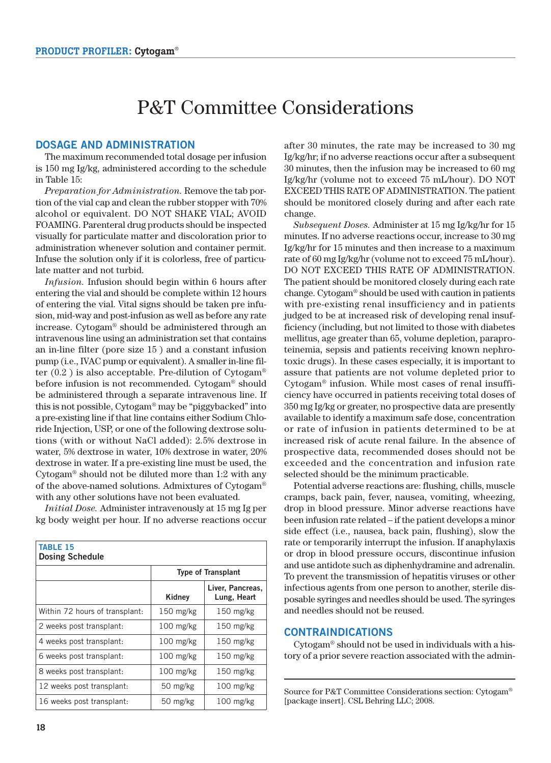# P&T Committee Considerations

## DOSAGE AND ADMINISTRATION

The maximum recommended total dosage per infusion is 150 mg Ig/kg, administered according to the schedule in Table 15:

*Preparation for Administration.* Remove the tab portion of the vial cap and clean the rubber stopper with 70% alcohol or equivalent. DO NOT SHAKE VIAL; AVOID FOAMING. Parenteral drug products should be inspected visually for particulate matter and discoloration prior to administration whenever solution and container permit. Infuse the solution only if it is colorless, free of particulate matter and not turbid.

*Infusion.* Infusion should begin within 6 hours after entering the vial and should be complete within 12 hours of entering the vial. Vital signs should be taken pre infusion, mid-way and post-infusion as well as before any rate increase. Cytogam® should be administered through an intravenous line using an administration set that contains an in-line filter (pore size 15 ) and a constant infusion pump (i.e., IVAC pump or equivalent). A smaller in-line filter (0.2 ) is also acceptable. Pre-dilution of Cytogam® before infusion is not recommended. Cytogam® should be administered through a separate intravenous line. If this is not possible, Cytogam® may be "piggybacked" into a pre-existing line if that line contains either Sodium Chloride Injection, USP, or one of the following dextrose solutions (with or without NaCl added): 2.5% dextrose in water, 5% dextrose in water, 10% dextrose in water, 20% dextrose in water. If a pre-existing line must be used, the Cytogam® should not be diluted more than 1:2 with any of the above-named solutions. Admixtures of Cytogam® with any other solutions have not been evaluated.

*Initial Dose.* Administer intravenously at 15 mg Ig per kg body weight per hour. If no adverse reactions occur after 30 minutes, the rate may be increased to 30 mg Ig/kg/hr; if no adverse reactions occur after a subsequent 30 minutes, then the infusion may be increased to 60 mg Ig/kg/hr (volume not to exceed 75 mL/hour). DO NOT EXCEED THIS RATE OF ADMINISTRATION. The patient should be monitored closely during and after each rate change.

**TABLE 15**
**Dosing Schedule**

| | Type of Transplant | |
|---|---|---|
| | Kidney | Liver, Pancreas, Lung, Heart |
| Within 72 hours of transplant: | 150 mg/kg | 150 mg/kg |
| 2 weeks post transplant: | 100 mg/kg | 150 mg/kg |
| 4 weeks post transplant: | 100 mg/kg | 150 mg/kg |
| 6 weeks post transplant: | 100 mg/kg | 150 mg/kg |
| 8 weeks post transplant: | 100 mg/kg | 150 mg/kg |
| 12 weeks post transplant: | 50 mg/kg | 100 mg/kg |
| 16 weeks post transplant: | 50 mg/kg | 100 mg/kg |

*Subsequent Doses.* Administer at 15 mg Ig/kg/hr for 15 minutes. If no adverse reactions occur, increase to 30 mg Ig/kg/hr for 15 minutes and then increase to a maximum rate of 60 mg Ig/kg/hr (volume not to exceed 75 mL/hour). DO NOT EXCEED THIS RATE OF ADMINISTRATION. The patient should be monitored closely during each rate change. Cytogam® should be used with caution in patients with pre-existing renal insufficiency and in patients judged to be at increased risk of developing renal insufficiency (including, but not limited to those with diabetes mellitus, age greater than 65, volume depletion, paraproteinemia, sepsis and patients receiving known nephrotoxic drugs). In these cases especially, it is important to assure that patients are not volume depleted prior to Cytogam® infusion. While most cases of renal insufficiency have occurred in patients receiving total doses of 350 mg Ig/kg or greater, no prospective data are presently available to identify a maximum safe dose, concentration or rate of infusion in patients determined to be at increased risk of acute renal failure. In the absence of prospective data, recommended doses should not be exceeded and the concentration and infusion rate selected should be the minimum practicable.

Potential adverse reactions are: flushing, chills, muscle cramps, back pain, fever, nausea, vomiting, wheezing, drop in blood pressure. Minor adverse reactions have been infusion rate related – if the patient develops a minor side effect (i.e., nausea, back pain, flushing), slow the rate or temporarily interrupt the infusion. If anaphylaxis or drop in blood pressure occurs, discontinue infusion and use antidote such as diphenhydramine and adrenalin. To prevent the transmission of hepatitis viruses or other infectious agents from one person to another, sterile disposable syringes and needles should be used. The syringes and needles should not be reused.

## CONTRAINDICATIONS

Cytogam® should not be used in individuals with a history of a prior severe reaction associated with the admin-

Source for P&T Committee Considerations section: Cytogam® [package insert]. CSL Behring LLC; 2008.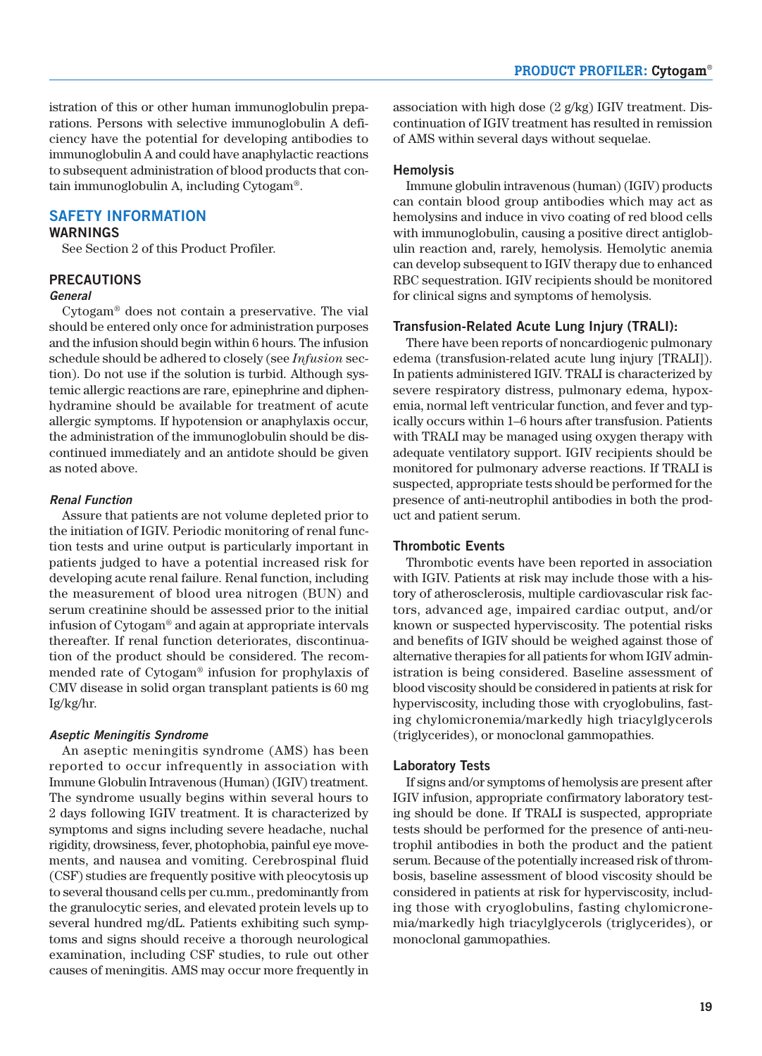istration of this or other human immunoglobulin preparations. Persons with selective immunoglobulin A deficiency have the potential for developing antibodies to immunoglobulin A and could have anaphylactic reactions to subsequent administration of blood products that contain immunoglobulin A, including Cytogam®.

## SAFETY INFORMATION

### WARNINGS

See Section 2 of this Product Profiler.

### PRECAUTIONS

***General***

Cytogam® does not contain a preservative. The vial should be entered only once for administration purposes and the infusion should begin within 6 hours. The infusion schedule should be adhered to closely (see *Infusion* section). Do not use if the solution is turbid. Although systemic allergic reactions are rare, epinephrine and diphenhydramine should be available for treatment of acute allergic symptoms. If hypotension or anaphylaxis occur, the administration of the immunoglobulin should be discontinued immediately and an antidote should be given as noted above.

***Renal Function***

Assure that patients are not volume depleted prior to the initiation of IGIV. Periodic monitoring of renal function tests and urine output is particularly important in patients judged to have a potential increased risk for developing acute renal failure. Renal function, including the measurement of blood urea nitrogen (BUN) and serum creatinine should be assessed prior to the initial infusion of Cytogam® and again at appropriate intervals thereafter. If renal function deteriorates, discontinuation of the product should be considered. The recommended rate of Cytogam® infusion for prophylaxis of CMV disease in solid organ transplant patients is 60 mg Ig/kg/hr.

***Aseptic Meningitis Syndrome***

An aseptic meningitis syndrome (AMS) has been reported to occur infrequently in association with Immune Globulin Intravenous (Human) (IGIV) treatment. The syndrome usually begins within several hours to 2 days following IGIV treatment. It is characterized by symptoms and signs including severe headache, nuchal rigidity, drowsiness, fever, photophobia, painful eye movements, and nausea and vomiting. Cerebrospinal fluid (CSF) studies are frequently positive with pleocytosis up to several thousand cells per cu.mm., predominantly from the granulocytic series, and elevated protein levels up to several hundred mg/dL. Patients exhibiting such symptoms and signs should receive a thorough neurological examination, including CSF studies, to rule out other causes of meningitis. AMS may occur more frequently in association with high dose (2 g/kg) IGIV treatment. Discontinuation of IGIV treatment has resulted in remission of AMS within several days without sequelae.

**Hemolysis**

Immune globulin intravenous (human) (IGIV) products can contain blood group antibodies which may act as hemolysins and induce in vivo coating of red blood cells with immunoglobulin, causing a positive direct antiglobulin reaction and, rarely, hemolysis. Hemolytic anemia can develop subsequent to IGIV therapy due to enhanced RBC sequestration. IGIV recipients should be monitored for clinical signs and symptoms of hemolysis.

**Transfusion-Related Acute Lung Injury (TRALI):**

There have been reports of noncardiogenic pulmonary edema (transfusion-related acute lung injury [TRALI]). In patients administered IGIV. TRALI is characterized by severe respiratory distress, pulmonary edema, hypoxemia, normal left ventricular function, and fever and typically occurs within 1–6 hours after transfusion. Patients with TRALI may be managed using oxygen therapy with adequate ventilatory support. IGIV recipients should be monitored for pulmonary adverse reactions. If TRALI is suspected, appropriate tests should be performed for the presence of anti-neutrophil antibodies in both the product and patient serum.

**Thrombotic Events**

Thrombotic events have been reported in association with IGIV. Patients at risk may include those with a history of atherosclerosis, multiple cardiovascular risk factors, advanced age, impaired cardiac output, and/or known or suspected hyperviscosity. The potential risks and benefits of IGIV should be weighed against those of alternative therapies for all patients for whom IGIV administration is being considered. Baseline assessment of blood viscosity should be considered in patients at risk for hyperviscosity, including those with cryoglobulins, fasting chylomicronemia/markedly high triacylglycerols (triglycerides), or monoclonal gammopathies.

**Laboratory Tests**

If signs and/or symptoms of hemolysis are present after IGIV infusion, appropriate confirmatory laboratory testing should be done. If TRALI is suspected, appropriate tests should be performed for the presence of anti-neutrophil antibodies in both the product and the patient serum. Because of the potentially increased risk of thrombosis, baseline assessment of blood viscosity should be considered in patients at risk for hyperviscosity, including those with cryoglobulins, fasting chylomicronemia/markedly high triacylglycerols (triglycerides), or monoclonal gammopathies.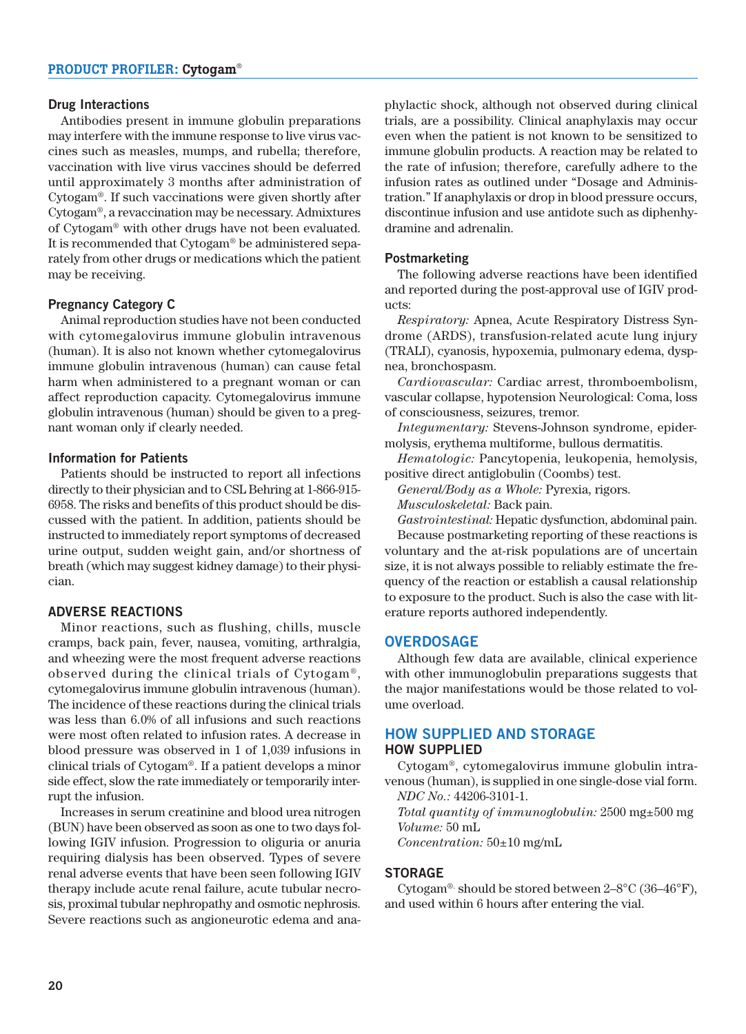### Drug Interactions

Antibodies present in immune globulin preparations may interfere with the immune response to live virus vaccines such as measles, mumps, and rubella; therefore, vaccination with live virus vaccines should be deferred until approximately 3 months after administration of Cytogam®. If such vaccinations were given shortly after Cytogam®, a revaccination may be necessary. Admixtures of Cytogam® with other drugs have not been evaluated. It is recommended that Cytogam® be administered separately from other drugs or medications which the patient may be receiving.

### Pregnancy Category C

Animal reproduction studies have not been conducted with cytomegalovirus immune globulin intravenous (human). It is also not known whether cytomegalovirus immune globulin intravenous (human) can cause fetal harm when administered to a pregnant woman or can affect reproduction capacity. Cytomegalovirus immune globulin intravenous (human) should be given to a pregnant woman only if clearly needed.

### Information for Patients

Patients should be instructed to report all infections directly to their physician and to CSL Behring at 1-866-915-6958. The risks and benefits of this product should be discussed with the patient. In addition, patients should be instructed to immediately report symptoms of decreased urine output, sudden weight gain, and/or shortness of breath (which may suggest kidney damage) to their physician.

## ADVERSE REACTIONS

Minor reactions, such as flushing, chills, muscle cramps, back pain, fever, nausea, vomiting, arthralgia, and wheezing were the most frequent adverse reactions observed during the clinical trials of Cytogam®, cytomegalovirus immune globulin intravenous (human). The incidence of these reactions during the clinical trials was less than 6.0% of all infusions and such reactions were most often related to infusion rates. A decrease in blood pressure was observed in 1 of 1,039 infusions in clinical trials of Cytogam®. If a patient develops a minor side effect, slow the rate immediately or temporarily interrupt the infusion.

Increases in serum creatinine and blood urea nitrogen (BUN) have been observed as soon as one to two days following IGIV infusion. Progression to oliguria or anuria requiring dialysis has been observed. Types of severe renal adverse events that have been seen following IGIV therapy include acute renal failure, acute tubular necrosis, proximal tubular nephropathy and osmotic nephrosis. Severe reactions such as angioneurotic edema and anaphylactic shock, although not observed during clinical trials, are a possibility. Clinical anaphylaxis may occur even when the patient is not known to be sensitized to immune globulin products. A reaction may be related to the rate of infusion; therefore, carefully adhere to the infusion rates as outlined under "Dosage and Administration." If anaphylaxis or drop in blood pressure occurs, discontinue infusion and use antidote such as diphenhydramine and adrenalin.

### Postmarketing

The following adverse reactions have been identified and reported during the post-approval use of IGIV products:

*Respiratory:* Apnea, Acute Respiratory Distress Syndrome (ARDS), transfusion-related acute lung injury (TRALI), cyanosis, hypoxemia, pulmonary edema, dyspnea, bronchospasm.

*Cardiovascular:* Cardiac arrest, thromboembolism, vascular collapse, hypotension Neurological: Coma, loss of consciousness, seizures, tremor.

*Integumentary:* Stevens-Johnson syndrome, epidermolysis, erythema multiforme, bullous dermatitis.

*Hematologic:* Pancytopenia, leukopenia, hemolysis, positive direct antiglobulin (Coombs) test.

*General/Body as a Whole:* Pyrexia, rigors.

*Musculoskeletal:* Back pain.

*Gastrointestinal:* Hepatic dysfunction, abdominal pain.

Because postmarketing reporting of these reactions is voluntary and the at-risk populations are of uncertain size, it is not always possible to reliably estimate the frequency of the reaction or establish a causal relationship to exposure to the product. Such is also the case with literature reports authored independently.

## OVERDOSAGE

Although few data are available, clinical experience with other immunoglobulin preparations suggests that the major manifestations would be those related to volume overload.

## HOW SUPPLIED AND STORAGE

### HOW SUPPLIED

Cytogam®, cytomegalovirus immune globulin intravenous (human), is supplied in one single-dose vial form.

*NDC No.:* 44206-3101-1.

*Total quantity of immunoglobulin:* 2500 mg±500 mg

*Volume:* 50 mL

*Concentration:* 50±10 mg/mL

### STORAGE

Cytogam® should be stored between 2–8°C (36–46°F), and used within 6 hours after entering the vial.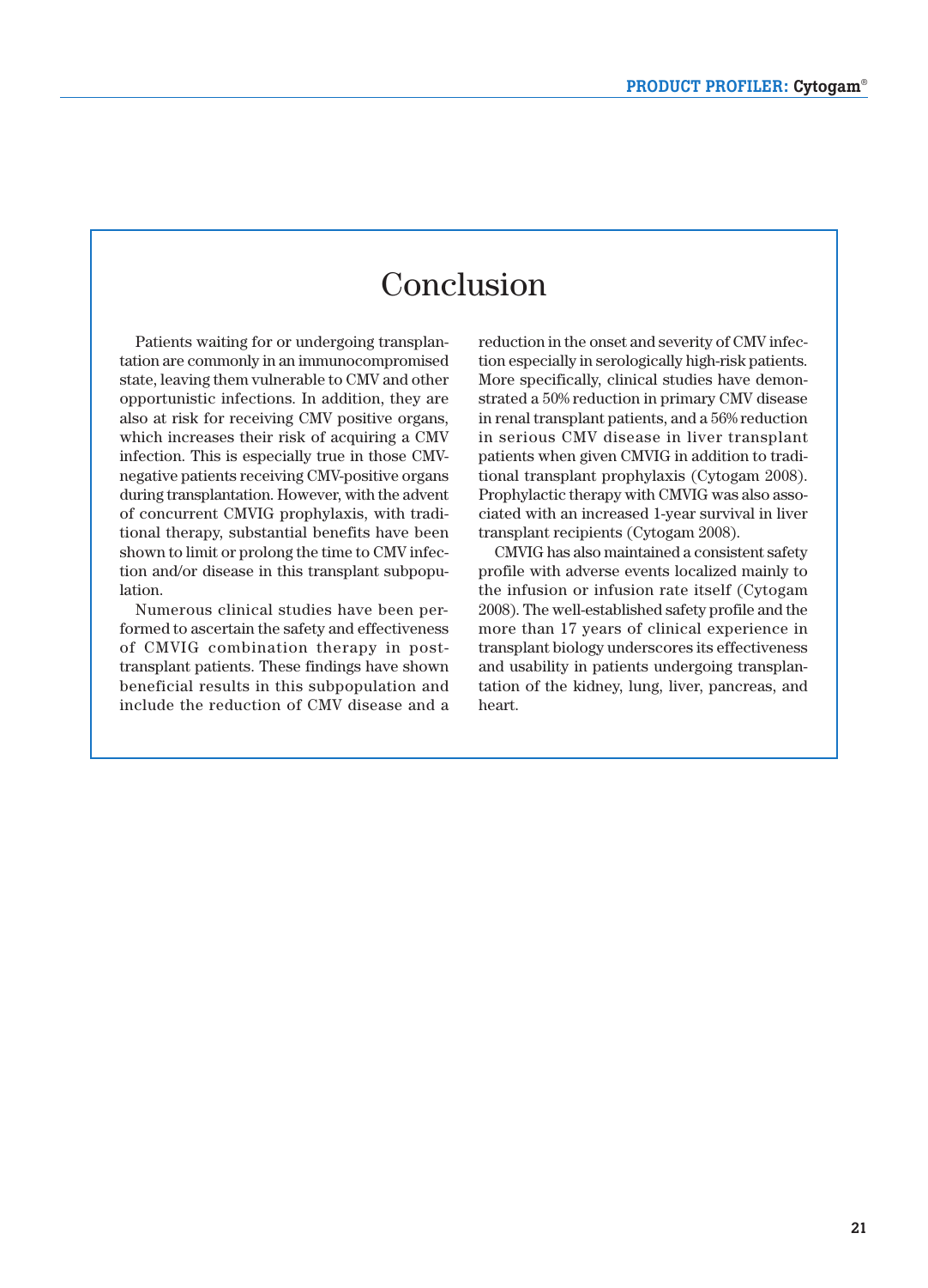# Conclusion

Patients waiting for or undergoing transplantation are commonly in an immunocompromised state, leaving them vulnerable to CMV and other opportunistic infections. In addition, they are also at risk for receiving CMV positive organs, which increases their risk of acquiring a CMV infection. This is especially true in those CMV-negative patients receiving CMV-positive organs during transplantation. However, with the advent of concurrent CMVIG prophylaxis, with traditional therapy, substantial benefits have been shown to limit or prolong the time to CMV infection and/or disease in this transplant subpopulation.

Numerous clinical studies have been performed to ascertain the safety and effectiveness of CMVIG combination therapy in post-transplant patients. These findings have shown beneficial results in this subpopulation and include the reduction of CMV disease and a reduction in the onset and severity of CMV infection especially in serologically high-risk patients. More specifically, clinical studies have demonstrated a 50% reduction in primary CMV disease in renal transplant patients, and a 56% reduction in serious CMV disease in liver transplant patients when given CMVIG in addition to traditional transplant prophylaxis (Cytogam 2008). Prophylactic therapy with CMVIG was also associated with an increased 1-year survival in liver transplant recipients (Cytogam 2008).

CMVIG has also maintained a consistent safety profile with adverse events localized mainly to the infusion or infusion rate itself (Cytogam 2008). The well-established safety profile and the more than 17 years of clinical experience in transplant biology underscores its effectiveness and usability in patients undergoing transplantation of the kidney, lung, liver, pancreas, and heart.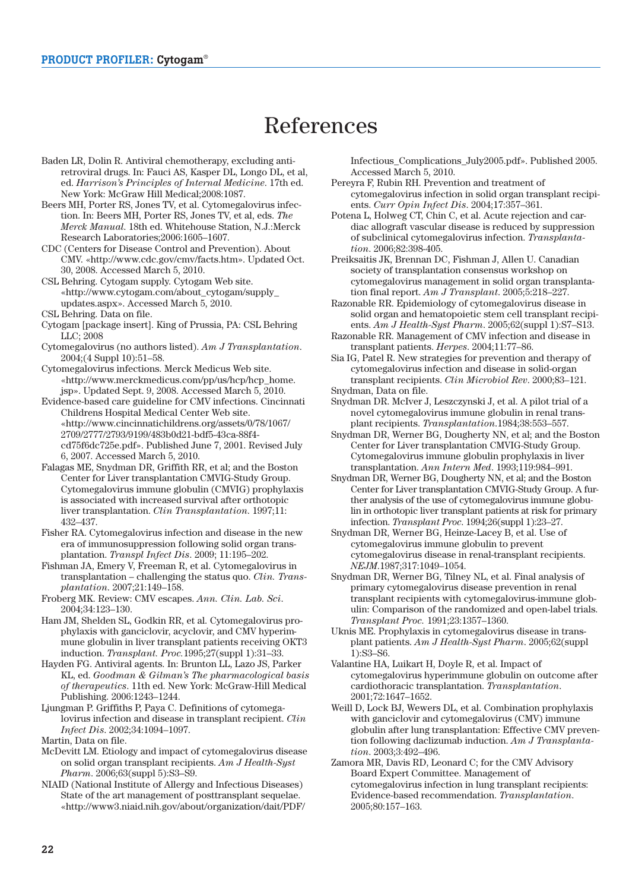# References

Baden LR, Dolin R. Antiviral chemotherapy, excluding antiretroviral drugs. In: Fauci AS, Kasper DL, Longo DL, et al, ed. *Harrison's Principles of Internal Medicine*. 17th ed. New York: McGraw Hill Medical;2008:1087.

Beers MH, Porter RS, Jones TV, et al. Cytomegalovirus infection. In: Beers MH, Porter RS, Jones TV, et al, eds. *The Merck Manual*. 18th ed. Whitehouse Station, N.J.:Merck Research Laboratories;2006:1605–1607.

CDC (Centers for Disease Control and Prevention). About CMV. «http://www.cdc.gov/cmv/facts.htm». Updated Oct. 30, 2008. Accessed March 5, 2010.

CSL Behring. Cytogam supply. Cytogam Web site. «http://www.cytogam.com/about_cytogam/supply_updates.aspx». Accessed March 5, 2010.

CSL Behring. Data on file.

Cytogam [package insert]. King of Prussia, PA: CSL Behring LLC; 2008

Cytomegalovirus (no authors listed). *Am J Transplantation*. 2004;(4 Suppl 10):51–58.

Cytomegalovirus infections. Merck Medicus Web site. «http://www.merckmedicus.com/pp/us/hcp/hcp_home.jsp». Updated Sept. 9, 2008. Accessed March 5, 2010.

Evidence-based care guideline for CMV infections. Cincinnati Childrens Hospital Medical Center Web site. «http://www.cincinnatichildrens.org/assets/0/78/1067/2709/2777/2793/9199/483b0d21-bdf5-43ca-88f4-cd75f6dc725e.pdf». Published June 7, 2001. Revised July 6, 2007. Accessed March 5, 2010.

Falagas ME, Snydman DR, Griffith RR, et al; and the Boston Center for Liver transplantation CMVIG-Study Group. Cytomegalovirus immune globulin (CMVIG) prophylaxis is associated with increased survival after orthotopic liver transplantation. *Clin Transplantation*. 1997;11:432–437.

Fisher RA. Cytomegalovirus infection and disease in the new era of immunosuppression following solid organ transplantation. *Transpl Infect Dis*. 2009; 11:195–202.

Fishman JA, Emery V, Freeman R, et al. Cytomegalovirus in transplantation – challenging the status quo. *Clin. Transplantation*. 2007;21:149–158.

Froberg MK. Review: CMV escapes. *Ann. Clin. Lab. Sci*. 2004;34:123–130.

Ham JM, Shelden SL, Godkin RR, et al. Cytomegalovirus prophylaxis with ganciclovir, acyclovir, and CMV hyperimmune globulin in liver transplant patients receiving OKT3 induction. *Transplant. Proc.*1995;27(suppl 1):31–33.

Hayden FG. Antiviral agents. In: Brunton LL, Lazo JS, Parker KL, ed. *Goodman & Gilman's The pharmacological basis of therapeutics*. 11th ed. New York: McGraw-Hill Medical Publishing. 2006:1243–1244.

Ljungman P. Griffiths P, Paya C. Definitions of cytomegalovirus infection and disease in transplant recipient. *Clin Infect Dis*. 2002;34:1094–1097.

Martin, Data on file.

McDevitt LM. Etiology and impact of cytomegalovirus disease on solid organ transplant recipients. *Am J Health-Syst Pharm*. 2006;63(suppl 5):S3–S9.

NIAID (National Institute of Allergy and Infectious Diseases) State of the art management of posttransplant sequelae. «http://www3.niaid.nih.gov/about/organization/dait/PDF/Infectious_Complications_July2005.pdf». Published 2005. Accessed March 5, 2010.

Pereyra F, Rubin RH. Prevention and treatment of cytomegalovirus infection in solid organ transplant recipients. *Curr Opin Infect Dis*. 2004;17:357–361.

Potena L, Holweg CT, Chin C, et al. Acute rejection and cardiac allograft vascular disease is reduced by suppression of subclinical cytomegalovirus infection. *Transplantation*. 2006;82:398-405.

Preiksaitis JK, Brennan DC, Fishman J, Allen U. Canadian society of transplantation consensus workshop on cytomegalovirus management in solid organ transplantation final report. *Am J Transplant*. 2005;5:218–227.

Razonable RR. Epidemiology of cytomegalovirus disease in solid organ and hematopoietic stem cell transplant recipients. *Am J Health-Syst Pharm*. 2005;62(suppl 1):S7–S13.

Razonable RR. Management of CMV infection and disease in transplant patients. *Herpes*. 2004;11:77–86.

Sia IG, Patel R. New strategies for prevention and therapy of cytomegalovirus infection and disease in solid-organ transplant recipients. *Clin Microbiol Rev*. 2000;83–121.

Snydman, Data on file.

Snydman DR. McIver J, Leszczynski J, et al. A pilot trial of a novel cytomegalovirus immune globulin in renal transplant recipients. *Transplantation*.1984;38:553–557.

Snydman DR, Werner BG, Dougherty NN, et al; and the Boston Center for Liver transplantation CMVIG-Study Group. Cytomegalovirus immune globulin prophylaxis in liver transplantation. *Ann Intern Med*. 1993;119:984–991.

Snydman DR, Werner BG, Dougherty NN, et al; and the Boston Center for Liver transplantation CMVIG-Study Group. A further analysis of the use of cytomegalovirus immune globulin in orthotopic liver transplant patients at risk for primary infection. *Transplant Proc*. 1994;26(suppl 1):23–27.

Snydman DR, Werner BG, Heinze-Lacey B, et al. Use of cytomegalovirus immune globulin to prevent cytomegalovirus disease in renal-transplant recipients. *NEJM*.1987;317:1049–1054.

Snydman DR, Werner BG, Tilney NL, et al. Final analysis of primary cytomegalovirus disease prevention in renal transplant recipients with cytomegalovirus-immune globulin: Comparison of the randomized and open-label trials. *Transplant Proc*. 1991;23:1357–1360.

Uknis ME. Prophylaxis in cytomegalovirus disease in transplant patients. *Am J Health-Syst Pharm*. 2005;62(suppl 1):S3–S6.

Valantine HA, Luikart H, Doyle R, et al. Impact of cytomegalovirus hyperimmune globulin on outcome after cardiothoracic transplantation. *Transplantation*. 2001;72:1647–1652.

Weill D, Lock BJ, Wewers DL, et al. Combination prophylaxis with ganciclovir and cytomegalovirus (CMV) immune globulin after lung transplantation: Effective CMV prevention following daclizumab induction. *Am J Transplantation*. 2003;3:492–496.

Zamora MR, Davis RD, Leonard C; for the CMV Advisory Board Expert Committee. Management of cytomegalovirus infection in lung transplant recipients: Evidence-based recommendation. *Transplantation*. 2005;80:157–163.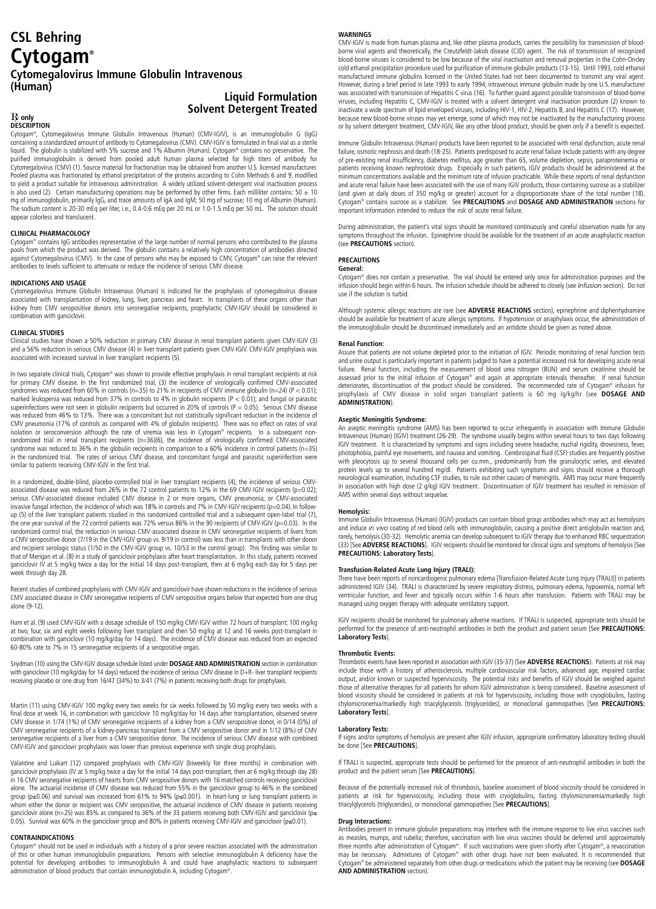# CSL Behring

# Cytogam®

## Cytomegalovirus Immune Globulin Intravenous (Human)

**Liquid Formulation**
**Solvent Detergent Treated**

℞ only

### DESCRIPTION

Cytogam®, Cytomegalovirus Immune Globulin Intravenous (Human) (CMV-IGIV), is an immunoglobulin G (IgG) containing a standardized amount of antibody to Cytomegalovirus (CMV). CMV-IGIV is formulated in final vial as a sterile liquid. The globulin is stabilized with 5% sucrose and 1% Albumin (Human). Cytogam® contains no preservative. The purified immunoglobulin is derived from pooled adult human plasma selected for high titers of antibody for Cytomegalovirus (CMV) (1). Source material for fractionation may be obtained from another U.S. licensed manufacturer. Pooled plasma was fractionated by ethanol precipitation of the proteins according to Cohn Methods 6 and 9, modified to yield a product suitable for intravenous administration. A widely utilized solvent-detergent viral inactivation process is also used (2). Certain manufacturing operations may be performed by other firms. Each milliliter contains: 50 ± 10 mg of immunoglobulin, primarily IgG, and trace amounts of IgA and IgM; 50 mg of sucrose; 10 mg of Albumin (Human). The sodium content is 20-30 mEq per liter, i.e., 0.4-0.6 mEq per 20 mL or 1.0-1.5 mEq per 50 mL. The solution should appear colorless and translucent.

### CLINICAL PHARMACOLOGY

Cytogam® contains IgG antibodies representative of the large number of normal persons who contributed to the plasma pools from which the product was derived. The globulin contains a relatively high concentration of antibodies directed against Cytomegalovirus (CMV). In the case of persons who may be exposed to CMV, Cytogam® can raise the relevant antibodies to levels sufficient to attenuate or reduce the incidence of serious CMV disease.

### INDICATIONS AND USAGE

Cytomegalovirus Immune Globulin Intravenous (Human) is indicated for the prophylaxis of cytomegalovirus disease associated with transplantation of kidney, lung, liver, pancreas and heart. In transplants of these organs other than kidney from CMV seropositive donors into seronegative recipients, prophylactic CMV-IGIV should be considered in combination with ganciclovir.

### CLINICAL STUDIES

Clinical studies have shown a 50% reduction in primary CMV disease in renal transplant patients given CMV-IGIV (3) and a 56% reduction in serious CMV disease (4) in liver transplant patients given CMV-IGIV. CMV-IGIV prophylaxis was associated with increased survival in liver transplant patients (5).

In two separate clinical trials, Cytogam® was shown to provide effective prophylaxis in renal transplant recipients at risk for primary CMV disease. In the first randomized trial, (3) the incidence of virologically confirmed CMV-associated syndromes was reduced from 60% in controls (n=35) to 21% in recipients of CMV immune globulin (n=24) ($P < 0.01$); marked leukopenia was reduced from 37% in controls to 4% in globulin recipients ($P < 0.01$); and fungal or parasitic superinfections were not seen in globulin recipients but occurred in 20% of controls ($P = 0.05$). Serious CMV disease was reduced from 46% to 13%. There was a concomitant but not statistically significant reduction in the incidence of CMV pneumonia (17% of controls as compared with 4% of globulin recipients). There was no effect on rates of viral isolation or seroconversion although the rate of viremia was less in Cytogam® recipients. In a subsequent non-randomized trial in renal transplant recipients (n=36)(6), the incidence of virologically confirmed CMV-associated syndrome was reduced to 36% in the globulin recipients in comparison to a 60% incidence in control patients (n=35) in the randomized trial. The rates of serious CMV disease, and concomitant fungal and parasitic superinfection were similar to patients receiving CMV-IGIV in the first trial.

In a randomized, double-blind, placebo-controlled trial in liver transplant recipients (4), the incidence of serious CMV-associated disease was reduced from 26% in the 72 control patients to 12% in the 69 CMV-IGIV recipients (p=0.02); serious CMV-associated disease included CMV disease in 2 or more organs, CMV pneumonia, or CMV-associated invasive fungal infection, the incidence of which was 18% in controls and 7% in CMV-IGIV recipients (p=0.04). In follow-up (5) of the liver transplant patients studied in this randomized controlled trial and a subsequent open-label trial (7), the one year survival of the 72 control patients was 72% versus 86% in the 90 recipients of CMV-IGIV (p=0.03). In the randomized control trial, the reduction in serious CMV-associated disease in CMV seronegative recipients of livers from a CMV seropositive donor (7/19 in the CMV-IGIV group vs. 9/19 in control) was less than in transplants with other donor and recipient serologic status (1/50 in the CMV-IGIV group vs. 10/53 in the control group). This finding was similar to that of Merigan et al. (8) in a study of ganciclovir prophylaxis after heart transplantation. In this study, patients received ganciclovir IV at 5 mg/kg twice a day for the initial 14 days post-transplant, then at 6 mg/kg each day for 5 days per week through day 28.

Recent studies of combined prophylaxis with CMV-IGIV and ganciclovir have shown reductions in the incidence of serious CMV associated disease in CMV seronegative recipients of CMV seropositive organs below that expected from one drug alone (9-12).

Ham et al. (9) used CMV-IGIV with a dosage schedule of 150 mg/kg CMV-IGIV within 72 hours of transplant; 100 mg/kg at two, four, six and eight weeks following liver transplant and then 50 mg/kg at 12 and 16 weeks post-transplant in combination with ganciclovir (10 mg/kg/day for 14 days). The incidence of CMV disease was reduced from an expected 60-80% rate to 7% in 15 seronegative recipients of a seropositive organ.

Snydman (10) using the CMV-IGIV dosage schedule listed under **DOSAGE AND ADMINISTRATION** section in combination with ganciclovir (10 mg/kg/day for 14 days) reduced the incidence of serious CMV disease in D+R- liver transplant recipients receiving placebo or one drug from 16/47 (34%) to 3/41 (7%) in patients receiving both drugs for prophylaxis.

Martin (11) using CMV-IGIV 100 mg/kg every two weeks for six weeks followed by 50 mg/kg every two weeks with a final dose at week 16, in combination with ganciclovir 10 mg/kg/day for 14 days after transplantation, observed severe CMV disease in 1/74 (1%) of CMV seronegative recipients of a kidney from a CMV seropositive donor, in 0/14 (0%) of CMV seronegative recipients of a kidney-pancreas transplant from a CMV seropositive donor and in 1/12 (8%) of CMV seronegative recipients of a liver from a CMV seropositive donor. The incidence of serious CMV disease with combined CMV-IGIV and ganciclovir prophylaxis was lower than previous experience with single drug prophylaxis.

Valantine and Luikart (12) compared prophylaxis with CMV-IGIV (biweekly for three months) in combination with ganciclovir prophylaxis (IV at 5 mg/kg twice a day for the initial 14 days post-transplant, then at 6 mg/kg through day 28) in 16 CMV seronegative recipients of hearts from CMV seropositive donors with 16 matched controls receiving ganciclovir alone. The actuarial incidence of CMV disease was reduced from 55% in the ganciclovir group to 46% in the combined group (p≤0.06) and survival was increased from 61% to 94% (p≤0.001). In heart-lung or lung transplant patients in whom either the donor or recipient was CMV seropositive, the actuarial incidence of CMV disease in patients receiving ganciclovir alone (n=25) was 85% as compared to 36% of the 33 patients receiving both CMV-IGIV and ganciclovir (p≤ 0.05). Survival was 60% in the ganciclovir group and 80% in patients receiving CMV-IGIV and ganciclovir (p≤0.01).

### CONTRAINDICATIONS

Cytogam® should not be used in individuals with a history of a prior severe reaction associated with the administration of this or other human immunoglobulin preparations. Persons with selective immunoglobulin A deficiency have the potential for developing antibodies to immunoglobulin A and could have anaphylactic reactions to subsequent administration of blood products that contain immunoglobulin A, including Cytogam®.

### WARNINGS

CMV-IGIV is made from human plasma and, like other plasma products, carries the possibility for transmission of blood-borne viral agents and theoretically, the Creutzfeldt-Jakob disease (CJD) agent. The risk of transmission of recognized blood-borne viruses is considered to be low because of the viral inactivation and removal properties in the Cohn-Oncley cold ethanol precipitation procedure used for purification of immune globulin products (13-15). Until 1993, cold ethanol manufactured immune globulins licensed in the United States had not been documented to transmit any viral agent. However, during a brief period in late 1993 to early 1994, intravenous immune globulin made by one U.S. manufacturer was associated with transmission of Hepatitis C virus (16). To further guard against possible transmission of blood-borne viruses, including Hepatitis C, CMV-IGIV is treated with a solvent detergent viral inactivation procedure (2) known to inactivate a wide spectrum of lipid enveloped viruses, including HIV-1, HIV-2, Hepatitis B, and Hepatitis C (17). However, because new blood-borne viruses may yet emerge, some of which may not be inactivated by the manufacturing process or by solvent detergent treatment, CMV-IGIV, like any other blood product, should be given only if a benefit is expected.

Immune Globulin Intravenous (Human) products have been reported to be associated with renal dysfunction, acute renal failure, osmotic nephrosis and death (18-25). Patients predisposed to acute renal failure include patients with any degree of pre-existing renal insufficiency, diabetes mellitus, age greater than 65, volume depletion, sepsis, paraproteinemia or patients receiving known nephrotoxic drugs. Especially in such patients, IGIV products should be administered at the minimum concentrations available and the minimum rate of infusion practicable. While these reports of renal dysfunction and acute renal failure have been associated with the use of many IGIV products, those containing sucrose as a stabilizer (and given at daily doses of 350 mg/kg or greater) account for a disproportionate share of the total number (18). Cytogam® contains sucrose as a stabilizer. See **PRECAUTIONS** and **DOSAGE AND ADMINISTRATION** sections for important information intended to reduce the risk of acute renal failure.

During administration, the patient's vital signs should be monitored continuously and careful observation made for any symptoms throughout the infusion. Epinephrine should be available for the treatment of an acute anaphylactic reaction (see **PRECAUTIONS** section).

### PRECAUTIONS

**General:**

Cytogam® does not contain a preservative. The vial should be entered only once for administration purposes and the infusion should begin within 6 hours. The infusion schedule should be adhered to closely (see *Infusion* section). Do not use if the solution is turbid.

Although systemic allergic reactions are rare (see **ADVERSE REACTIONS** section), epinephrine and diphenhydramine should be available for treatment of acute allergic symptoms. If hypotension or anaphylaxis occur, the administration of the immunoglobulin should be discontinued immediately and an antidote should be given as noted above.

**Renal Function:**

Assure that patients are not volume depleted prior to the initiation of IGIV. Periodic monitoring of renal function tests and urine output is particularly important in patients judged to have a potential increased risk for developing acute renal failure. Renal function, including the measurement of blood urea nitrogen (BUN) and serum creatinine should be assessed prior to the initial infusion of Cytogam® and again at appropriate intervals thereafter. If renal function deteriorates, discontinuation of the product should be considered. The recommended rate of Cytogam® infusion for prophylaxis of CMV disease in solid organ transplant patients is 60 mg Ig/kg/hr (see **DOSAGE AND ADMINISTRATION**).

**Aseptic Meningitis Syndrome:**

An aseptic meningitis syndrome (AMS) has been reported to occur infrequently in association with Immune Globulin Intravenous (Human) (IGIV) treatment (26-29). The syndrome usually begins within several hours to two days following IGIV treatment. It is characterized by symptoms and signs including severe headache, nuchal rigidity, drowsiness, fever, photophobia, painful eye movements, and nausea and vomiting. Cerebrospinal fluid (CSF) studies are frequently positive with pleocytosis up to several thousand cells per cu.mm., predominantly from the granulocytic series, and elevated protein levels up to several hundred mg/dl. Patients exhibiting such symptoms and signs should receive a thorough neurological examination, including CSF studies, to rule out other causes of meningitis. AMS may occur more frequently in association with high dose (2 g/kg) IGIV treatment. Discontinuation of IGIV treatment has resulted in remission of AMS within several days without sequelae.

**Hemolysis:**

Immune Globulin Intravenous (Human) (IGIV) products can contain blood group antibodies which may act as hemolysins and induce *in vivo* coating of red blood cells with immunoglobulin, causing a positive direct antiglobulin reaction and, rarely, hemolysis (30-32). Hemolytic anemia can develop subsequent to IGIV therapy due to enhanced RBC sequestration (33) [See **ADVERSE REACTIONS**]. IGIV recipients should be monitored for clinical signs and symptoms of hemolysis [See **PRECAUTIONS: Laboratory Tests**].

**Transfusion-Related Acute Lung Injury (TRALI):**

There have been reports of noncardiogenic pulmonary edema [Transfusion-Related Acute Lung Injury (TRALI)] in patients administered IGIV (34). TRALI is characterized by severe respiratory distress, pulmonary edema, hypoxemia, normal left ventricular function, and fever and typically occurs within 1-6 hours after transfusion. Patients with TRALI may be managed using oxygen therapy with adequate ventilatory support.

IGIV recipients should be monitored for pulmonary adverse reactions. If TRALI is suspected, appropriate tests should be performed for the presence of anti-neutrophil antibodies in both the product and patient serum [See **PRECAUTIONS: Laboratory Tests**].

**Thrombotic Events:**

Thrombotic events have been reported in association with IGIV (35-37) (See **ADVERSE REACTIONS**). Patients at risk may include those with a history of atherosclerosis, multiple cardiovascular risk factors, advanced age, impaired cardiac output, and/or known or suspected hyperviscosity. The potential risks and benefits of IGIV should be weighed against those of alternative therapies for all patients for whom IGIV administration is being considered. Baseline assessment of blood viscosity should be considered in patients at risk for hyperviscosity, including those with cryoglobulins, fasting chylomicronemia/markedly high triacylglycerols (triglycerides), or monoclonal gammopathies [See **PRECAUTIONS: Laboratory Tests**].

**Laboratory Tests:**

If signs and/or symptoms of hemolysis are present after IGIV infusion, appropriate confirmatory laboratory testing should be done [See **PRECAUTIONS**].

If TRALI is suspected, appropriate tests should be performed for the presence of anti-neutrophil antibodies in both the product and the patient serum [See **PRECAUTIONS**].

Because of the potentially increased risk of thrombosis, baseline assessment of blood viscosity should be considered in patients at risk for hyperviscosity, including those with cryoglobulins, fasting chylomicronemia/markedly high triacylglycerols (triglycerides), or monoclonal gammopathies [See **PRECAUTIONS**].

**Drug Interactions:**

Antibodies present in immune globulin preparations may interfere with the immune response to live virus vaccines such as measles, mumps, and rubella; therefore, vaccination with live virus vaccines should be deferred until approximately three months after administration of Cytogam®. If such vaccinations were given shortly after Cytogam®, a revaccination may be necessary. Admixtures of Cytogam® with other drugs have not been evaluated. It is recommended that Cytogam® be administered separately from other drugs or medications which the patient may be receiving (see **DOSAGE AND ADMINISTRATION** section).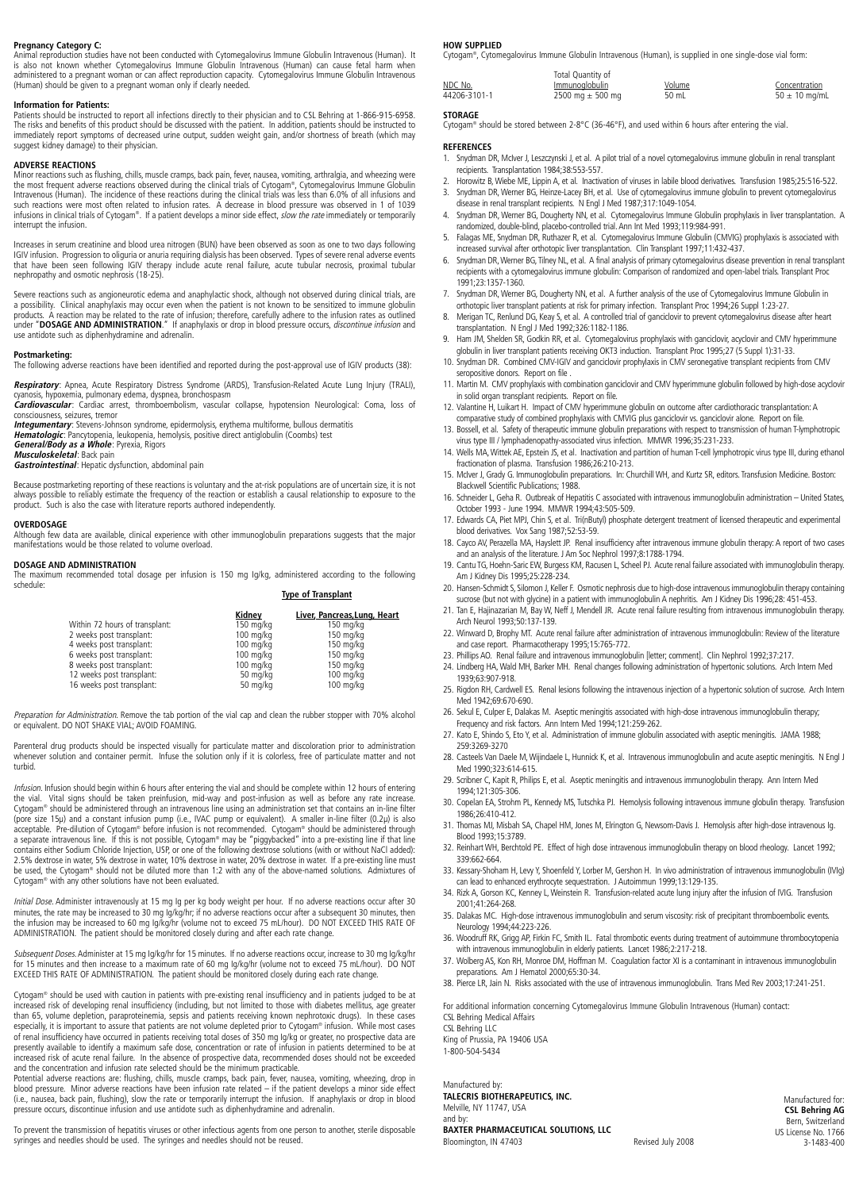**Pregnancy Category C:**
Animal reproduction studies have not been conducted with Cytomegalovirus Immune Globulin Intravenous (Human). It is also not known whether Cytomegalovirus Immune Globulin Intravenous (Human) can cause fetal harm when administered to a pregnant woman or can affect reproduction capacity. Cytomegalovirus Immune Globulin Intravenous (Human) should be given to a pregnant woman only if clearly needed.

**Information for Patients:**
Patients should be instructed to report all infections directly to their physician and to CSL Behring at 1-866-915-6958. The risks and benefits of this product should be discussed with the patient. In addition, patients should be instructed to immediately report symptoms of decreased urine output, sudden weight gain, and/or shortness of breath (which may suggest kidney damage) to their physician.

**ADVERSE REACTIONS**
Minor reactions such as flushing, chills, muscle cramps, back pain, fever, nausea, vomiting, arthralgia, and wheezing were the most frequent adverse reactions observed during the clinical trials of Cytogam®, Cytomegalovirus Immune Globulin Intravenous (Human). The incidence of these reactions during the clinical trials was less than 6.0% of all infusions and such reactions were most often related to infusion rates. A decrease in blood pressure was observed in 1 of 1039 infusions in clinical trials of Cytogam®. If a patient develops a minor side effect, *slow the rate* immediately or temporarily interrupt the infusion.

Increases in serum creatinine and blood urea nitrogen (BUN) have been observed as soon as one to two days following IGIV infusion. Progression to oliguria or anuria requiring dialysis has been observed. Types of severe renal adverse events that have been seen following IGIV therapy include acute renal failure, acute tubular necrosis, proximal tubular nephropathy and osmotic nephrosis (18-25).

Severe reactions such as angioneurotic edema and anaphylactic shock, although not observed during clinical trials, are a possibility. Clinical anaphylaxis may occur even when the patient is not known to be sensitized to immune globulin products. A reaction may be related to the rate of infusion; therefore, carefully adhere to the infusion rates as outlined under "**DOSAGE AND ADMINISTRATION**." If anaphylaxis or drop in blood pressure occurs, *discontinue infusion* and use antidote such as diphenhydramine and adrenalin.

**Postmarketing:**
The following adverse reactions have been identified and reported during the post-approval use of IGIV products (38):

***Respiratory***: Apnea, Acute Respiratory Distress Syndrome (ARDS), Transfusion-Related Acute Lung Injury (TRALI), cyanosis, hypoxemia, pulmonary edema, dyspnea, bronchospasm
***Cardiovascular***: Cardiac arrest, thromboembolism, vascular collapse, hypotension Neurological: Coma, loss of consciousness, seizures, tremor
***Integumentary***: Stevens-Johnson syndrome, epidermolysis, erythema multiforme, bullous dermatitis
***Hematologic***: Pancytopenia, leukopenia, hemolysis, positive direct antiglobulin (Coombs) test
***General/Body as a Whole***: Pyrexia, Rigors
***Musculoskeletal***: Back pain
***Gastrointestinal***: Hepatic dysfunction, abdominal pain

Because postmarketing reporting of these reactions is voluntary and the at-risk populations are of uncertain size, it is not always possible to reliably estimate the frequency of the reaction or establish a causal relationship to exposure to the product. Such is also the case with literature reports authored independently.

**OVERDOSAGE**
Although few data are available, clinical experience with other immunoglobulin preparations suggests that the major manifestations would be those related to volume overload.

**DOSAGE AND ADMINISTRATION**
The maximum recommended total dosage per infusion is 150 mg Ig/kg, administered according to the following schedule:

| | Type of Transplant | |
|---|---|---|
| | **Kidney** | **Liver, Pancreas,Lung, Heart** |
| Within 72 hours of transplant: | 150 mg/kg | 150 mg/kg |
| 2 weeks post transplant: | 100 mg/kg | 150 mg/kg |
| 4 weeks post transplant: | 100 mg/kg | 150 mg/kg |
| 6 weeks post transplant: | 100 mg/kg | 150 mg/kg |
| 8 weeks post transplant: | 100 mg/kg | 150 mg/kg |
| 12 weeks post transplant: | 50 mg/kg | 100 mg/kg |
| 16 weeks post transplant: | 50 mg/kg | 100 mg/kg |

*Preparation for Administration.* Remove the tab portion of the vial cap and clean the rubber stopper with 70% alcohol or equivalent. DO NOT SHAKE VIAL; AVOID FOAMING.

Parenteral drug products should be inspected visually for particulate matter and discoloration prior to administration whenever solution and container permit. Infuse the solution only if it is colorless, free of particulate matter and not turbid.

*Infusion.* Infusion should begin within 6 hours after entering the vial and should be complete within 12 hours of entering the vial. Vital signs should be taken preinfusion, mid-way and post-infusion as well as before any rate increase. Cytogam® should be administered through an intravenous line using an administration set that contains an in-line filter (pore size 15μ) and a constant infusion pump (i.e., IVAC pump or equivalent). A smaller in-line filter (0.2μ) is also acceptable. Pre-dilution of Cytogam® before infusion is not recommended. Cytogam® should be administered through a separate intravenous line. If this is not possible, Cytogam® may be "piggybacked" into a pre-existing line if that line contains either Sodium Chloride Injection, USP, or one of the following dextrose solutions (with or without NaCl added): 2.5% dextrose in water, 5% dextrose in water, 10% dextrose in water, 20% dextrose in water. If a pre-existing line must be used, the Cytogam® should not be diluted more than 1:2 with any of the above-named solutions. Admixtures of Cytogam® with any other solutions have not been evaluated.

*Initial Dose.* Administer intravenously at 15 mg Ig per kg body weight per hour. If no adverse reactions occur after 30 minutes, the rate may be increased to 30 mg Ig/kg/hr; if no adverse reactions occur after a subsequent 30 minutes, then the infusion may be increased to 60 mg Ig/kg/hr (volume not to exceed 75 mL/hour). DO NOT EXCEED THIS RATE OF ADMINISTRATION. The patient should be monitored closely during and after each rate change.

*Subsequent Doses.* Administer at 15 mg Ig/kg/hr for 15 minutes. If no adverse reactions occur, increase to 30 mg Ig/kg/hr for 15 minutes and then increase to a maximum rate of 60 mg Ig/kg/hr (volume not to exceed 75 mL/hour). DO NOT EXCEED THIS RATE OF ADMINISTRATION. The patient should be monitored closely during each rate change.

Cytogam® should be used with caution in patients with pre-existing renal insufficiency and in patients judged to be at increased risk of developing renal insufficiency (including, but not limited to those with diabetes mellitus, age greater than 65, volume depletion, paraproteinemia, sepsis and patients receiving known nephrotoxic drugs). In these cases especially, it is important to assure that patients are not volume depleted prior to Cytogam® infusion. While most cases of renal insufficiency have occurred in patients receiving total doses of 350 mg Ig/kg or greater, no prospective data are presently available to identify a maximum safe dose, concentration or rate of infusion in patients determined to be at increased risk of acute renal failure. In the absence of prospective data, recommended doses should not be exceeded and the concentration and infusion rate selected should be the minimum practicable.
Potential adverse reactions are: flushing, chills, muscle cramps, back pain, fever, nausea, vomiting, wheezing, drop in blood pressure. Minor adverse reactions have been infusion rate related – if the patient develops a minor side effect (i.e., nausea, back pain, flushing), slow the rate or temporarily interrupt the infusion. If anaphylaxis or drop in blood pressure occurs, discontinue infusion and use antidote such as diphenhydramine and adrenalin.

To prevent the transmission of hepatitis viruses or other infectious agents from one person to another, sterile disposable syringes and needles should be used. The syringes and needles should not be reused.

**HOW SUPPLIED**
Cytogam®, Cytomegalovirus Immune Globulin Intravenous (Human), is supplied in one single-dose vial form:

| NDC No. | Total Quantity of Immunoglobulin | Volume | Concentration |
|---|---|---|---|
| 44206-3101-1 | 2500 mg ± 500 mg | 50 mL | 50 ± 10 mg/mL |

**STORAGE**
Cytogam® should be stored between 2-8°C (36-46°F), and used within 6 hours after entering the vial.

**REFERENCES**
1. Snydman DR, McIver J, Leszczynski J, et al. A pilot trial of a novel cytomegalovirus immune globulin in renal transplant recipients. Transplantation 1984;38:553-557.
2. Horowitz B, Wiebe ME, Lippin A, et al. Inactivation of viruses in labile blood derivatives. Transfusion 1985;25:516-522.
3. Snydman DR, Werner BG, Heinze-Lacey BH, et al. Use of cytomegalovirus immune globulin to prevent cytomegalovirus disease in renal transplant recipients. N Engl J Med 1987;317:1049-1054.
4. Snydman DR, Werner BG, Dougherty NN, et al. Cytomegalovirus Immune Globulin prophylaxis in liver transplantation. A randomized, double-blind, placebo-controlled trial. Ann Int Med 1993;119:984-991.
5. Falagas ME, Snydman DR, Ruthazer R, et al. Cytomegalovirus Immune Globulin (CMVIG) prophylaxis is associated with increased survival after orthotopic liver transplantation. Clin Transplant 1997;11:432-437.
6. Snydman DR, Werner BG, Tilney NL, et al. A final analysis of primary cytomegalovirus disease prevention in renal transplant recipients with a cytomegalovirus immune globulin: Comparison of randomized and open-label trials. Transplant Proc 1991;23:1357-1360.
7. Snydman DR, Werner BG, Dougherty NN, et al. A further analysis of the use of Cytomegalovirus Immune Globulin in orthotopic liver transplant patients at risk for primary infection. Transplant Proc 1994;26 Suppl 1:23-27.
8. Merigan TC, Renlund DG, Keay S, et al. A controlled trial of ganciclovir to prevent cytomegalovirus disease after heart transplantation. N Engl J Med 1992;326:1182-1186.
9. Ham JM, Shelden SR, Godkin RR, et al. Cytomegalovirus prophylaxis with ganciclovir, acyclovir and CMV hyperimmune globulin in liver transplant patients receiving OKT3 induction. Transplant Proc 1995;27 (5 Suppl 1):31-33.
10. Snydman DR. Combined CMV-IGIV and ganciclovir prophylaxis in CMV seronegative transplant recipients from CMV seropositive donors. Report on file .
11. Martin M. CMV prophylaxis with combination ganciclovir and CMV hyperimmune globulin followed by high-dose acyclovir in solid organ transplant recipients. Report on file.
12. Valantine H, Luikart H. Impact of CMV hyperimmune globulin on outcome after cardiothoracic transplantation: A comparative study of combined prophylaxis with CMVIG plus ganciclovir vs. ganciclovir alone. Report on file.
13. Bossell, et al. Safety of therapeutic immune globulin preparations with respect to transmission of human T-lymphotropic virus type III / lymphadenopathy-associated virus infection. MMWR 1996;35:231-233.
14. Wells MA, Wittek AE, Epstein JS, et al. Inactivation and partition of human T-cell lymphotropic virus type III, during ethanol fractionation of plasma. Transfusion 1986;26:210-213.
15. McIver J, Grady G. Immunoglobulin preparations. In: Churchill WH, and Kurtz SR, editors. Transfusion Medicine. Boston: Blackwell Scientific Publications; 1988.
16. Schneider L, Geha R. Outbreak of Hepatitis C associated with intravenous immunoglobulin administration – United States, October 1993 - June 1994. MMWR 1994;43:505-509.
17. Edwards CA, Piet MPJ, Chin S, et al. Tri(nButyl) phosphate detergent treatment of licensed therapeutic and experimental blood derivatives. Vox Sang 1987;52:53-59.
18. Cayco AV, Perazella MA, Hayslett JP. Renal insufficiency after intravenous immune globulin therapy: A report of two cases and an analysis of the literature. J Am Soc Nephrol 1997;8:1788-1794.
19. Cantu TG, Hoehn-Saric EW, Burgess KM, Racusen L, Scheel PJ. Acute renal failure associated with immunoglobulin therapy. Am J Kidney Dis 1995;25:228-234.
20. Hansen-Schmidt S, Silomon J, Keller F. Osmotic nephrosis due to high-dose intravenous immunoglobulin therapy containing sucrose (but not with glycine) in a patient with immunoglobulin A nephritis. Am J Kidney Dis 1996;28: 451-453.
21. Tan E, Hajinazarian M, Bay W, Neff J, Mendell JR. Acute renal failure resulting from intravenous immunoglobulin therapy. Arch Neurol 1993;50:137-139.
22. Winward D, Brophy MT. Acute renal failure after administration of intravenous immunoglobulin: Review of the literature and case report. Pharmacotherapy 1995;15:765-772.
23. Phillips AO. Renal failure and intravenous immunoglobulin [letter; comment]. Clin Nephrol 1992;37:217.
24. Lindberg HA, Wald MH, Barker MH. Renal changes following administration of hypertonic solutions. Arch Intern Med 1939;63:907-918.
25. Rigdon RH, Cardwell ES. Renal lesions following the intravenous injection of a hypertonic solution of sucrose. Arch Intern Med 1942;69:670-690.
26. Sekul E, Culper E, Dalakas M. Aseptic meningitis associated with high-dose intravenous immunoglobulin therapy; Frequency and risk factors. Ann Intern Med 1994;121:259-262.
27. Kato E, Shindo S, Eto Y, et al. Administration of immune globulin associated with aseptic meningitis. JAMA 1988; 259:3269-3270
28. Casteels Van Daele M, Wijndaele L, Hunnick K, et al. Intravenous immunoglobulin and acute aseptic meningitis. N Engl J Med 1990;323:614-615.
29. Scribner C, Kapit R, Philips E, et al. Aseptic meningitis and intravenous immunoglobulin therapy. Ann Intern Med 1994;121:305-306.
30. Copelan EA, Strohm PL, Kennedy MS, Tutschka PJ. Hemolysis following intravenous immune globulin therapy. Transfusion 1986;26:410-412.
31. Thomas MJ, Misbah SA, Chapel HM, Jones M, Elrington G, Newsom-Davis J. Hemolysis after high-dose intravenous Ig. Blood 1993;15:3789.
32. Reinhart WH, Berchtold PE. Effect of high dose intravenous immunoglobulin therapy on blood rheology. Lancet 1992; 339:662-664.
33. Kessary-Shoham H, Levy Y, Shoenfeld Y, Lorber M, Gershon H. In vivo administration of intravenous immunoglobulin (IVIg) can lead to enhanced erythrocyte sequestration. J Autoimmun 1999;13:129-135.
34. Rizk A, Gorson KC, Kenney L, Weinstein R. Transfusion-related acute lung injury after the infusion of IVIG. Transfusion 2001;41:264-268.
35. Dalakas MC. High-dose intravenous immunoglobulin and serum viscosity: risk of precipitant thromboembolic events. Neurology 1994;44:223-226.
36. Woodruff RK, Grigg AP, Firkin FC, Smith IL. Fatal thrombotic events during treatment of autoimmune thrombocytopenia with intravenous immunoglobulin in elderly patients. Lancet 1986;2:217-218.
37. Wolberg AS, Kon RH, Monroe DM, Hoffman M. Coagulation factor XI is a contaminant in intravenous immunoglobulin preparations. Am J Hematol 2000;65:30-34.
38. Pierce LR, Jain N. Risks associated with the use of intravenous immunoglobulin. Trans Med Rev 2003;17:241-251.

For additional information concerning Cytomegalovirus Immune Globulin Intravenous (Human) contact:
CSL Behring Medical Affairs
CSL Behring LLC
King of Prussia, PA 19406 USA
1-800-504-5434

Manufactured by:
**TALECRIS BIOTHERAPEUTICS, INC.**
Melville, NY 11747, USA
and by:
**BAXTER PHARMACEUTICAL SOLUTIONS, LLC**
Bloomington, IN 47403

Revised July 2008

Manufactured for:
**CSL Behring AG**
Bern, Switzerland
US License No. 1766
3-1483-400